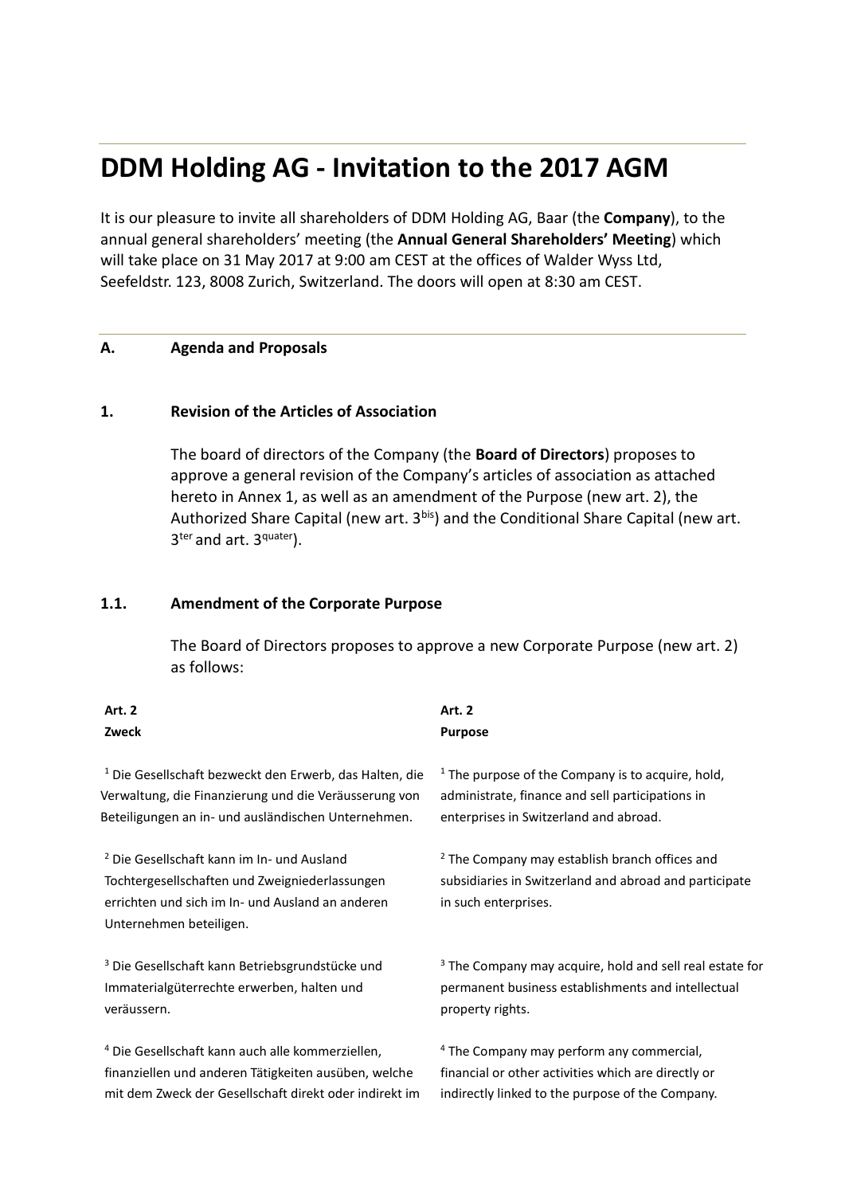# DDM Holding AG - Invitation to the 2017 AGM

It is our pleasure to invite all shareholders of DDM Holding AG, Baar (the **Company**), to the annual general shareholders' meeting (the **Annual General Shareholders' Meeting**) which will take place on 31 May 2017 at 9:00 am CEST at the offices of Walder Wyss Ltd, Seefeldstr. 123, 8008 Zurich, Switzerland. The doors will open at 8:30 am CEST.

## A. Agenda and Proposals

### 1. Revision of the Articles of Association

The board of directors of the Company (the **Board of Directors**) proposes to approve a general revision of the Company's articles of association as attached hereto in Annex 1, as well as an amendment of the Purpose (new art. 2), the Authorized Share Capital (new art. 3$^{bis}$) and the Conditional Share Capital (new art. 3$^{ter}$ and art. 3$^{quater}$).

### 1.1. Amendment of the Corporate Purpose

The Board of Directors proposes to approve a new Corporate Purpose (new art. 2) as follows:

| **Art. 2**<br>**Zweck** | **Art. 2**<br>**Purpose** |
|---|---|
| [1] Die Gesellschaft bezweckt den Erwerb, das Halten, die Verwaltung, die Finanzierung und die Veräusserung von Beteiligungen an in- und ausländischen Unternehmen. | [1] The purpose of the Company is to acquire, hold, administrate, finance and sell participations in enterprises in Switzerland and abroad. |
| [2] Die Gesellschaft kann im In- und Ausland Tochtergesellschaften und Zweigniederlassungen errichten und sich im In- und Ausland an anderen Unternehmen beteiligen. | [2] The Company may establish branch offices and subsidiaries in Switzerland and abroad and participate in such enterprises. |
| [3] Die Gesellschaft kann Betriebsgrundstücke und Immaterialgüterrechte erwerben, halten und veräussern. | [3] The Company may acquire, hold and sell real estate for permanent business establishments and intellectual property rights. |
| [4] Die Gesellschaft kann auch alle kommerziellen, finanziellen und anderen Tätigkeiten ausüben, welche mit dem Zweck der Gesellschaft direkt oder indirekt im | [4] The Company may perform any commercial, financial or other activities which are directly or indirectly linked to the purpose of the Company. |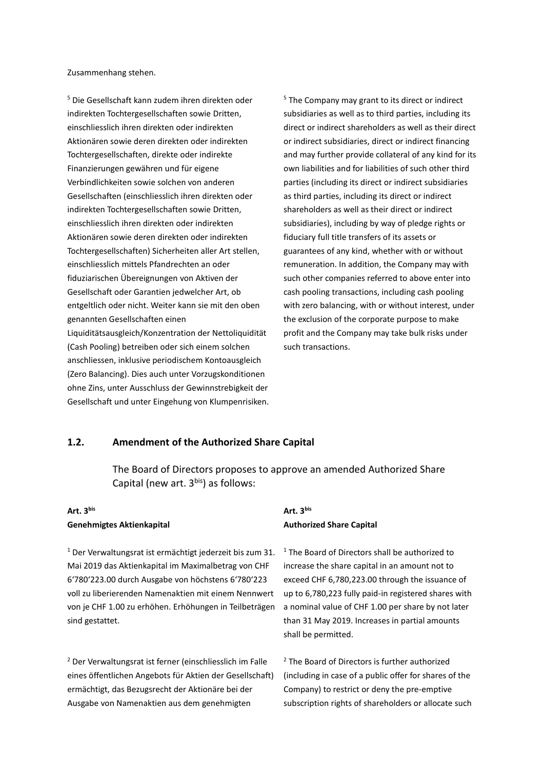Zusammenhang stehen.

[5] Die Gesellschaft kann zudem ihren direkten oder indirekten Tochtergesellschaften sowie Dritten, einschliesslich ihren direkten oder indirekten Aktionären sowie deren direkten oder indirekten Tochtergesellschaften, direkte oder indirekte Finanzierungen gewähren und für eigene Verbindlichkeiten sowie solchen von anderen Gesellschaften (einschliesslich ihren direkten oder indirekten Tochtergesellschaften sowie Dritten, einschliesslich ihren direkten oder indirekten Aktionären sowie deren direkten oder indirekten Tochtergesellschaften) Sicherheiten aller Art stellen, einschliesslich mittels Pfandrechten an oder fiduziarischen Übereignungen von Aktiven der Gesellschaft oder Garantien jedwelcher Art, ob entgeltlich oder nicht. Weiter kann sie mit den oben genannten Gesellschaften einen Liquiditätsausgleich/Konzentration der Nettoliquidität (Cash Pooling) betreiben oder sich einem solchen anschliessen, inklusive periodischem Kontoausgleich (Zero Balancing). Dies auch unter Vorzugskonditionen ohne Zins, unter Ausschluss der Gewinnstrebigkeit der Gesellschaft und unter Eingehung von Klumpenrisiken.

[5] The Company may grant to its direct or indirect subsidiaries as well as to third parties, including its direct or indirect shareholders as well as their direct or indirect subsidiaries, direct or indirect financing and may further provide collateral of any kind for its own liabilities and for liabilities of such other third parties (including its direct or indirect subsidiaries as third parties, including its direct or indirect shareholders as well as their direct or indirect subsidiaries), including by way of pledge rights or fiduciary full title transfers of its assets or guarantees of any kind, whether with or without remuneration. In addition, the Company may with such other companies referred to above enter into cash pooling transactions, including cash pooling with zero balancing, with or without interest, under the exclusion of the corporate purpose to make profit and the Company may take bulk risks under such transactions.

## 1.2. Amendment of the Authorized Share Capital

The Board of Directors proposes to approve an amended Authorized Share Capital (new art. 3^bis) as follows:

**Art. 3^bis**
**Genehmigtes Aktienkapital**

[1] Der Verwaltungsrat ist ermächtigt jederzeit bis zum 31. Mai 2019 das Aktienkapital im Maximalbetrag von CHF 6'780'223.00 durch Ausgabe von höchstens 6'780'223 voll zu liberierenden Namenaktien mit einem Nennwert von je CHF 1.00 zu erhöhen. Erhöhungen in Teilbeträgen sind gestattet.

[2] Der Verwaltungsrat ist ferner (einschliesslich im Falle eines öffentlichen Angebots für Aktien der Gesellschaft) ermächtigt, das Bezugsrecht der Aktionäre bei der Ausgabe von Namenaktien aus dem genehmigten

**Art. 3^bis**
**Authorized Share Capital**

[1] The Board of Directors shall be authorized to increase the share capital in an amount not to exceed CHF 6,780,223.00 through the issuance of up to 6,780,223 fully paid-in registered shares with a nominal value of CHF 1.00 per share by not later than 31 May 2019. Increases in partial amounts shall be permitted.

[2] The Board of Directors is further authorized (including in case of a public offer for shares of the Company) to restrict or deny the pre-emptive subscription rights of shareholders or allocate such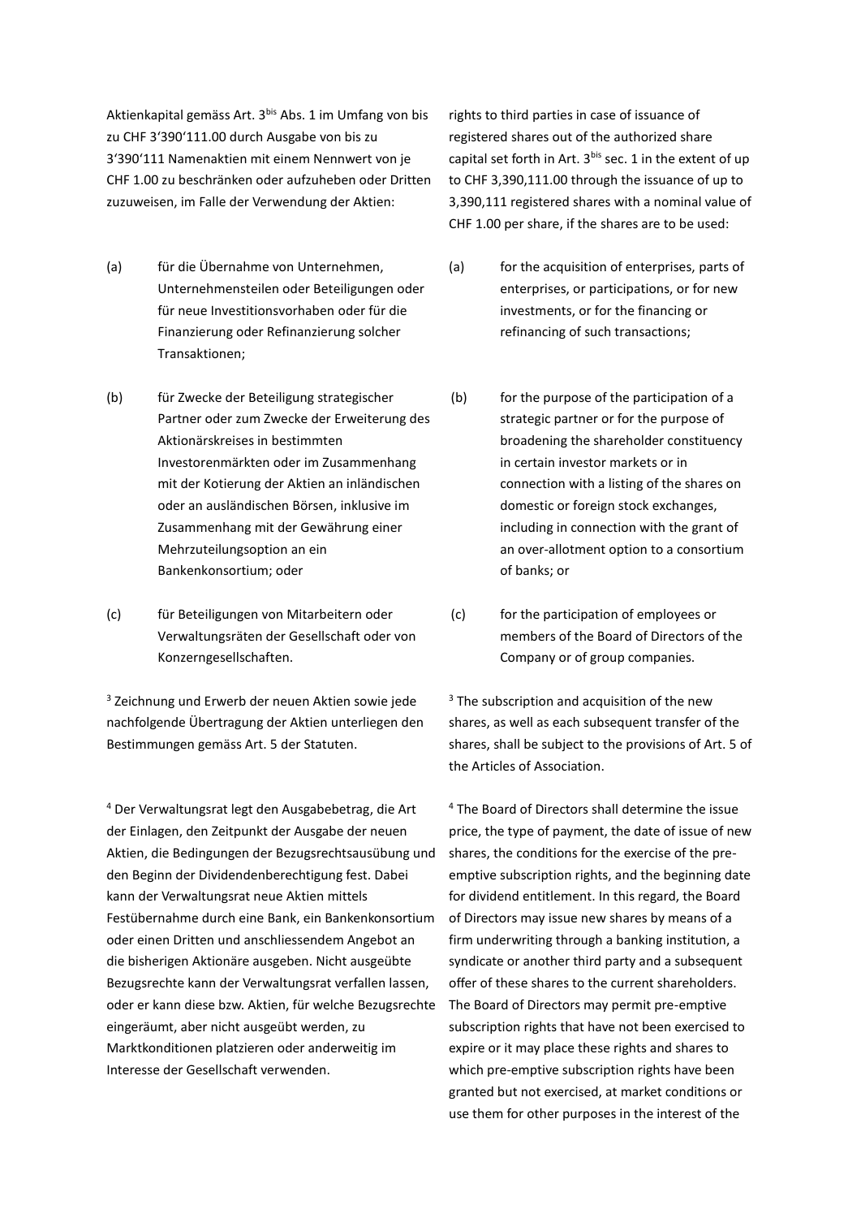Aktienkapital gemäss Art. $3^{bis}$ Abs. 1 im Umfang von bis zu CHF 3'390'111.00 durch Ausgabe von bis zu 3'390'111 Namenaktien mit einem Nennwert von je CHF 1.00 zu beschränken oder aufzuheben oder Dritten zuzuweisen, im Falle der Verwendung der Aktien:

(a) für die Übernahme von Unternehmen, Unternehmensteilen oder Beteiligungen oder für neue Investitionsvorhaben oder für die Finanzierung oder Refinanzierung solcher Transaktionen;

(b) für Zwecke der Beteiligung strategischer Partner oder zum Zwecke der Erweiterung des Aktionärskreises in bestimmten Investorenmärkten oder im Zusammenhang mit der Kotierung der Aktien an inländischen oder an ausländischen Börsen, inklusive im Zusammenhang mit der Gewährung einer Mehrzuteilungsoption an ein Bankenkonsortium; oder

(c) für Beteiligungen von Mitarbeitern oder Verwaltungsräten der Gesellschaft oder von Konzerngesellschaften.

[3] Zeichnung und Erwerb der neuen Aktien sowie jede nachfolgende Übertragung der Aktien unterliegen den Bestimmungen gemäss Art. 5 der Statuten.

[4] Der Verwaltungsrat legt den Ausgabebetrag, die Art der Einlagen, den Zeitpunkt der Ausgabe der neuen Aktien, die Bedingungen der Bezugsrechtsausübung und den Beginn der Dividendenberechtigung fest. Dabei kann der Verwaltungsrat neue Aktien mittels Festübernahme durch eine Bank, ein Bankenkonsortium oder einen Dritten und anschliessendem Angebot an die bisherigen Aktionäre ausgeben. Nicht ausgeübte Bezugsrechte kann der Verwaltungsrat verfallen lassen, oder er kann diese bzw. Aktien, für welche Bezugsrechte eingeräumt, aber nicht ausgeübt werden, zu Marktkonditionen platzieren oder anderweitig im Interesse der Gesellschaft verwenden.

rights to third parties in case of issuance of registered shares out of the authorized share capital set forth in Art. $3^{bis}$ sec. 1 in the extent of up to CHF 3,390,111.00 through the issuance of up to 3,390,111 registered shares with a nominal value of CHF 1.00 per share, if the shares are to be used:

(a) for the acquisition of enterprises, parts of enterprises, or participations, or for new investments, or for the financing or refinancing of such transactions;

(b) for the purpose of the participation of a strategic partner or for the purpose of broadening the shareholder constituency in certain investor markets or in connection with a listing of the shares on domestic or foreign stock exchanges, including in connection with the grant of an over-allotment option to a consortium of banks; or

(c) for the participation of employees or members of the Board of Directors of the Company or of group companies.

[3] The subscription and acquisition of the new shares, as well as each subsequent transfer of the shares, shall be subject to the provisions of Art. 5 of the Articles of Association.

[4] The Board of Directors shall determine the issue price, the type of payment, the date of issue of new shares, the conditions for the exercise of the pre-emptive subscription rights, and the beginning date for dividend entitlement. In this regard, the Board of Directors may issue new shares by means of a firm underwriting through a banking institution, a syndicate or another third party and a subsequent offer of these shares to the current shareholders. The Board of Directors may permit pre-emptive subscription rights that have not been exercised to expire or it may place these rights and shares to which pre-emptive subscription rights have been granted but not exercised, at market conditions or use them for other purposes in the interest of the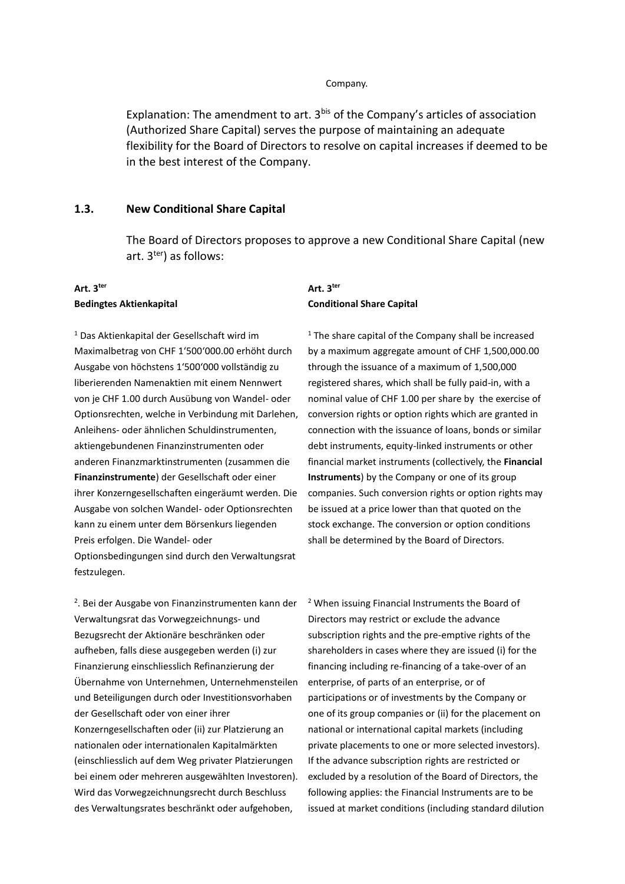Company.

Explanation: The amendment to art. 3bis of the Company's articles of association (Authorized Share Capital) serves the purpose of maintaining an adequate flexibility for the Board of Directors to resolve on capital increases if deemed to be in the best interest of the Company.

### 1.3. New Conditional Share Capital

The Board of Directors proposes to approve a new Conditional Share Capital (new art. 3ter) as follows:

**Art. 3ter**
**Bedingtes Aktienkapital**

[1] Das Aktienkapital der Gesellschaft wird im Maximalbetrag von CHF 1'500'000.00 erhöht durch Ausgabe von höchstens 1'500'000 vollständig zu liberierenden Namenaktien mit einem Nennwert von je CHF 1.00 durch Ausübung von Wandel- oder Optionsrechten, welche in Verbindung mit Darlehen, Anleihens- oder ähnlichen Schuldinstrumenten, aktiengebundenen Finanzinstrumenten oder anderen Finanzmarktinstrumenten (zusammen die **Finanzinstrumente**) der Gesellschaft oder einer ihrer Konzerngesellschaften eingeräumt werden. Die Ausgabe von solchen Wandel- oder Optionsrechten kann zu einem unter dem Börsenkurs liegenden Preis erfolgen. Die Wandel- oder Optionsbedingungen sind durch den Verwaltungsrat festzulegen.

[2]. Bei der Ausgabe von Finanzinstrumenten kann der Verwaltungsrat das Vorwegzeichnungs- und Bezugsrecht der Aktionäre beschränken oder aufheben, falls diese ausgegeben werden (i) zur Finanzierung einschliesslich Refinanzierung der Übernahme von Unternehmen, Unternehmensteilen und Beteiligungen durch oder Investitionsvorhaben der Gesellschaft oder von einer ihrer Konzerngesellschaften oder (ii) zur Platzierung an nationalen oder internationalen Kapitalmärkten (einschliesslich auf dem Weg privater Platzierungen bei einem oder mehreren ausgewählten Investoren). Wird das Vorwegzeichnungsrecht durch Beschluss des Verwaltungsrates beschränkt oder aufgehoben,

**Art. 3ter**
**Conditional Share Capital**

[1] The share capital of the Company shall be increased by a maximum aggregate amount of CHF 1,500,000.00 through the issuance of a maximum of 1,500,000 registered shares, which shall be fully paid-in, with a nominal value of CHF 1.00 per share by the exercise of conversion rights or option rights which are granted in connection with the issuance of loans, bonds or similar debt instruments, equity-linked instruments or other financial market instruments (collectively, the **Financial Instruments**) by the Company or one of its group companies. Such conversion rights or option rights may be issued at a price lower than that quoted on the stock exchange. The conversion or option conditions shall be determined by the Board of Directors.

[2] When issuing Financial Instruments the Board of Directors may restrict or exclude the advance subscription rights and the pre-emptive rights of the shareholders in cases where they are issued (i) for the financing including re-financing of a take-over of an enterprise, of parts of an enterprise, or of participations or of investments by the Company or one of its group companies or (ii) for the placement on national or international capital markets (including private placements to one or more selected investors). If the advance subscription rights are restricted or excluded by a resolution of the Board of Directors, the following applies: the Financial Instruments are to be issued at market conditions (including standard dilution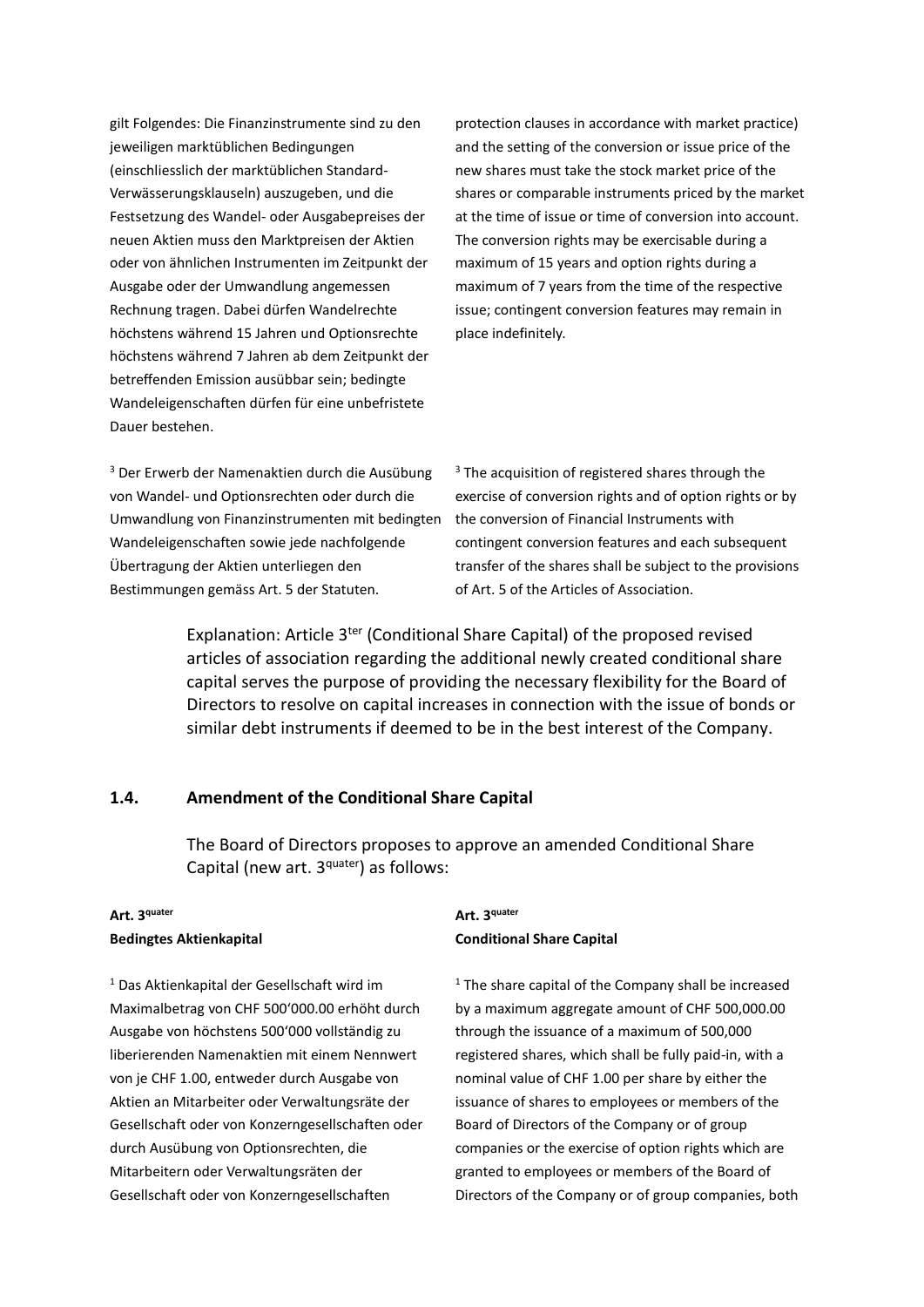gilt Folgendes: Die Finanzinstrumente sind zu den jeweiligen marktüblichen Bedingungen (einschliesslich der marktüblichen Standard-Verwässerungsklauseln) auszugeben, und die Festsetzung des Wandel- oder Ausgabepreises der neuen Aktien muss den Marktpreisen der Aktien oder von ähnlichen Instrumenten im Zeitpunkt der Ausgabe oder der Umwandlung angemessen Rechnung tragen. Dabei dürfen Wandelrechte höchstens während 15 Jahren und Optionsrechte höchstens während 7 Jahren ab dem Zeitpunkt der betreffenden Emission ausübbar sein; bedingte Wandeleigenschaften dürfen für eine unbefristete Dauer bestehen.

protection clauses in accordance with market practice) and the setting of the conversion or issue price of the new shares must take the stock market price of the shares or comparable instruments priced by the market at the time of issue or time of conversion into account. The conversion rights may be exercisable during a maximum of 15 years and option rights during a maximum of 7 years from the time of the respective issue; contingent conversion features may remain in place indefinitely.

[3] Der Erwerb der Namenaktien durch die Ausübung von Wandel- und Optionsrechten oder durch die Umwandlung von Finanzinstrumenten mit bedingten Wandeleigenschaften sowie jede nachfolgende Übertragung der Aktien unterliegen den Bestimmungen gemäss Art. 5 der Statuten.

[3] The acquisition of registered shares through the exercise of conversion rights and of option rights or by the conversion of Financial Instruments with contingent conversion features and each subsequent transfer of the shares shall be subject to the provisions of Art. 5 of the Articles of Association.

Explanation: Article 3^ter^ (Conditional Share Capital) of the proposed revised articles of association regarding the additional newly created conditional share capital serves the purpose of providing the necessary flexibility for the Board of Directors to resolve on capital increases in connection with the issue of bonds or similar debt instruments if deemed to be in the best interest of the Company.

### 1.4. Amendment of the Conditional Share Capital

The Board of Directors proposes to approve an amended Conditional Share Capital (new art. 3^quater^) as follows:

**Art. 3^quater^**
**Bedingtes Aktienkapital**

[1] Das Aktienkapital der Gesellschaft wird im Maximalbetrag von CHF 500'000.00 erhöht durch Ausgabe von höchstens 500'000 vollständig zu liberierenden Namenaktien mit einem Nennwert von je CHF 1.00, entweder durch Ausgabe von Aktien an Mitarbeiter oder Verwaltungsräte der Gesellschaft oder von Konzerngesellschaften oder durch Ausübung von Optionsrechten, die Mitarbeitern oder Verwaltungsräten der Gesellschaft oder von Konzerngesellschaften

**Art. 3^quater^**
**Conditional Share Capital**

[1] The share capital of the Company shall be increased by a maximum aggregate amount of CHF 500,000.00 through the issuance of a maximum of 500,000 registered shares, which shall be fully paid-in, with a nominal value of CHF 1.00 per share by either the issuance of shares to employees or members of the Board of Directors of the Company or of group companies or the exercise of option rights which are granted to employees or members of the Board of Directors of the Company or of group companies, both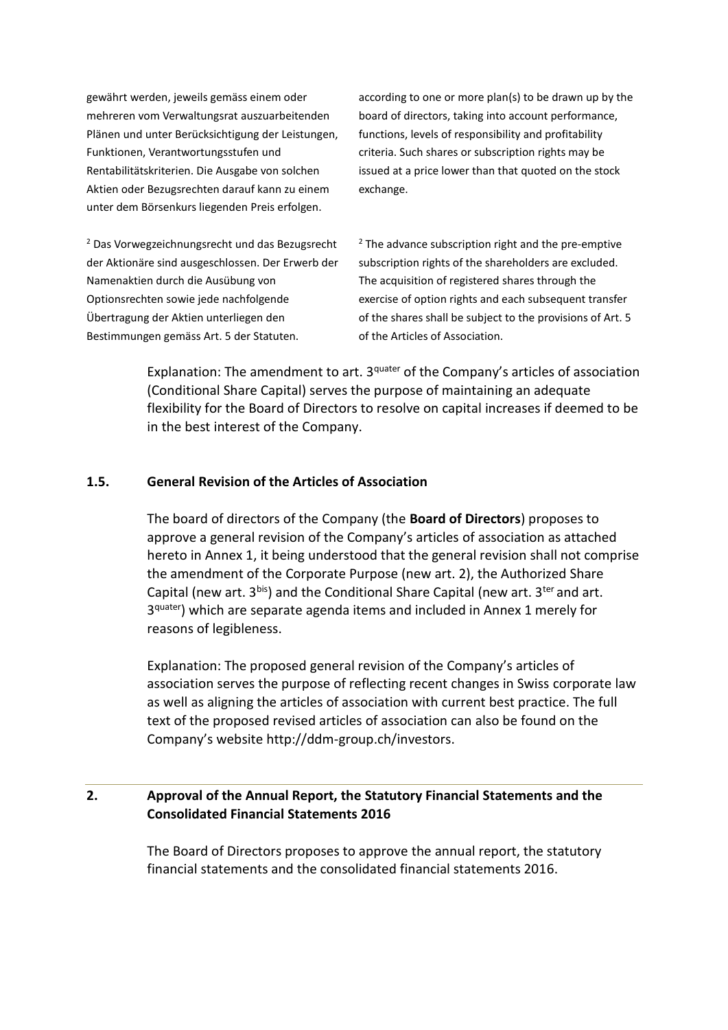| | |
|---|---|
| gewährt werden, jeweils gemäss einem oder mehreren vom Verwaltungsrat auszuarbeitenden Plänen und unter Berücksichtigung der Leistungen, Funktionen, Verantwortungsstufen und Rentabilitätskriterien. Die Ausgabe von solchen Aktien oder Bezugsrechten darauf kann zu einem unter dem Börsenkurs liegenden Preis erfolgen. | according to one or more plan(s) to be drawn up by the board of directors, taking into account performance, functions, levels of responsibility and profitability criteria. Such shares or subscription rights may be issued at a price lower than that quoted on the stock exchange. |
| [2] Das Vorwegzeichnungsrecht und das Bezugsrecht der Aktionäre sind ausgeschlossen. Der Erwerb der Namenaktien durch die Ausübung von Optionsrechten sowie jede nachfolgende Übertragung der Aktien unterliegen den Bestimmungen gemäss Art. 5 der Statuten. | [2] The advance subscription right and the pre-emptive subscription rights of the shareholders are excluded. The acquisition of registered shares through the exercise of option rights and each subsequent transfer of the shares shall be subject to the provisions of Art. 5 of the Articles of Association. |

Explanation: The amendment to art. 3$^{quater}$ of the Company's articles of association (Conditional Share Capital) serves the purpose of maintaining an adequate flexibility for the Board of Directors to resolve on capital increases if deemed to be in the best interest of the Company.

### 1.5. General Revision of the Articles of Association

The board of directors of the Company (the **Board of Directors**) proposes to approve a general revision of the Company's articles of association as attached hereto in Annex 1, it being understood that the general revision shall not comprise the amendment of the Corporate Purpose (new art. 2), the Authorized Share Capital (new art. 3$^{bis}$) and the Conditional Share Capital (new art. 3$^{ter}$ and art. 3$^{quater}$) which are separate agenda items and included in Annex 1 merely for reasons of legibleness.

Explanation: The proposed general revision of the Company's articles of association serves the purpose of reflecting recent changes in Swiss corporate law as well as aligning the articles of association with current best practice. The full text of the proposed revised articles of association can also be found on the Company's website http://ddm-group.ch/investors.

## 2. Approval of the Annual Report, the Statutory Financial Statements and the Consolidated Financial Statements 2016

The Board of Directors proposes to approve the annual report, the statutory financial statements and the consolidated financial statements 2016.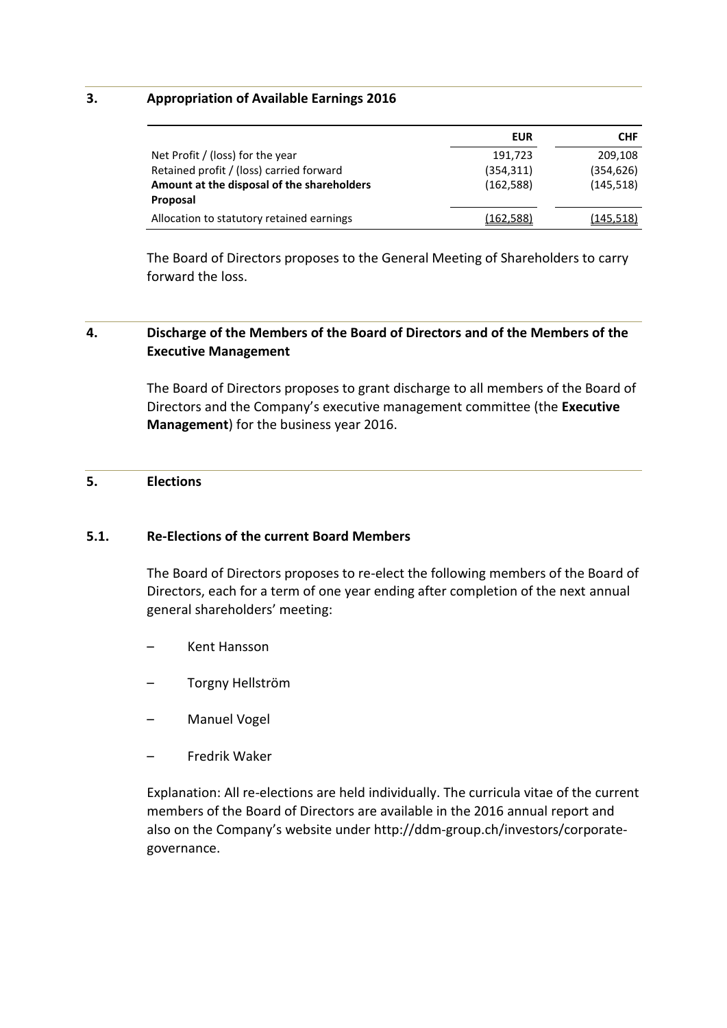## 3. Appropriation of Available Earnings 2016

| | EUR | CHF |
|---|---|---|
| Net Profit / (loss) for the year | 191,723 | 209,108 |
| Retained profit / (loss) carried forward | (354,311) | (354,626) |
| **Amount at the disposal of the shareholders** | (162,588) | (145,518) |
| **Proposal** | | |
| Allocation to statutory retained earnings | (162,588) | (145,518) |

The Board of Directors proposes to the General Meeting of Shareholders to carry forward the loss.

## 4. Discharge of the Members of the Board of Directors and of the Members of the Executive Management

The Board of Directors proposes to grant discharge to all members of the Board of Directors and the Company's executive management committee (the **Executive Management**) for the business year 2016.

## 5. Elections

### 5.1. Re-Elections of the current Board Members

The Board of Directors proposes to re-elect the following members of the Board of Directors, each for a term of one year ending after completion of the next annual general shareholders' meeting:

- Kent Hansson
- Torgny Hellström
- Manuel Vogel
- Fredrik Waker

Explanation: All re-elections are held individually. The curricula vitae of the current members of the Board of Directors are available in the 2016 annual report and also on the Company's website under http://ddm-group.ch/investors/corporate-governance.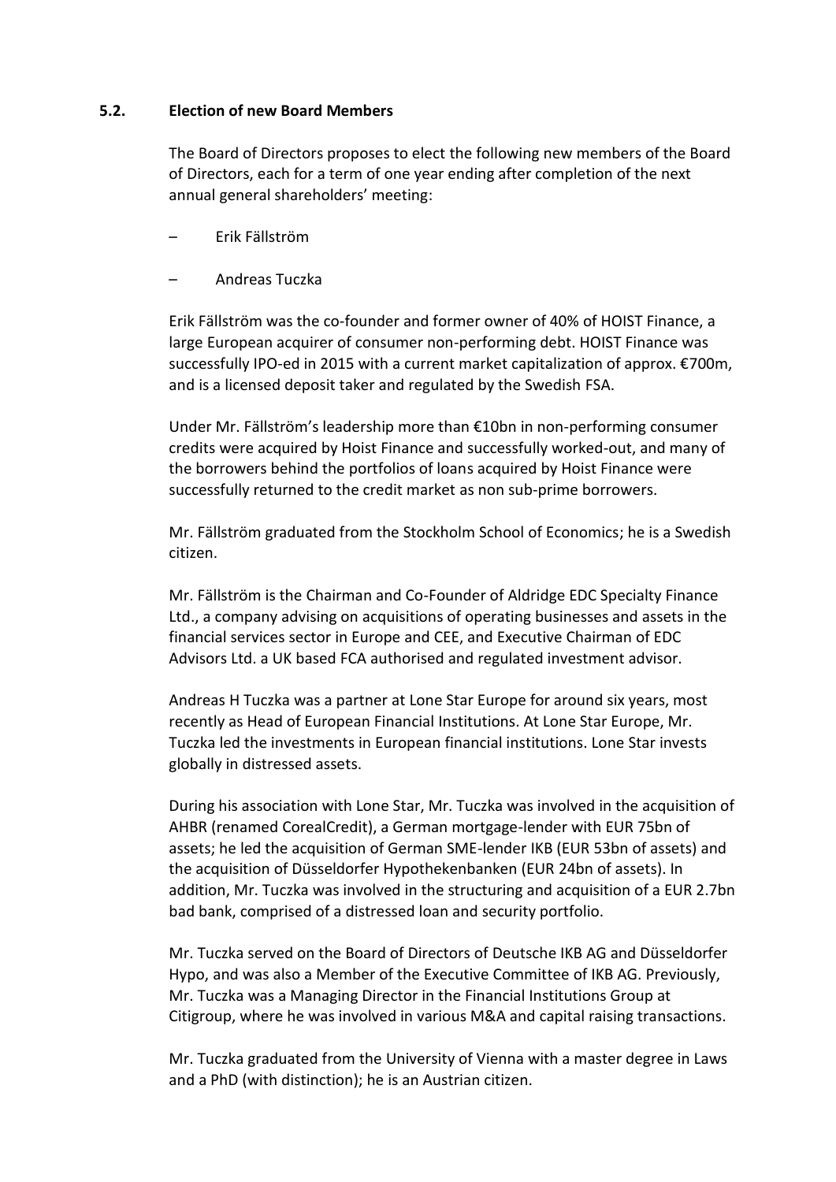### 5.2. Election of new Board Members

The Board of Directors proposes to elect the following new members of the Board of Directors, each for a term of one year ending after completion of the next annual general shareholders' meeting:

– Erik Fällström

– Andreas Tuczka

Erik Fällström was the co-founder and former owner of 40% of HOIST Finance, a large European acquirer of consumer non-performing debt. HOIST Finance was successfully IPO-ed in 2015 with a current market capitalization of approx. €700m, and is a licensed deposit taker and regulated by the Swedish FSA.

Under Mr. Fällström's leadership more than €10bn in non-performing consumer credits were acquired by Hoist Finance and successfully worked-out, and many of the borrowers behind the portfolios of loans acquired by Hoist Finance were successfully returned to the credit market as non sub-prime borrowers.

Mr. Fällström graduated from the Stockholm School of Economics; he is a Swedish citizen.

Mr. Fällström is the Chairman and Co-Founder of Aldridge EDC Specialty Finance Ltd., a company advising on acquisitions of operating businesses and assets in the financial services sector in Europe and CEE, and Executive Chairman of EDC Advisors Ltd. a UK based FCA authorised and regulated investment advisor.

Andreas H Tuczka was a partner at Lone Star Europe for around six years, most recently as Head of European Financial Institutions. At Lone Star Europe, Mr. Tuczka led the investments in European financial institutions. Lone Star invests globally in distressed assets.

During his association with Lone Star, Mr. Tuczka was involved in the acquisition of AHBR (renamed CorealCredit), a German mortgage-lender with EUR 75bn of assets; he led the acquisition of German SME-lender IKB (EUR 53bn of assets) and the acquisition of Düsseldorfer Hypothekenbanken (EUR 24bn of assets). In addition, Mr. Tuczka was involved in the structuring and acquisition of a EUR 2.7bn bad bank, comprised of a distressed loan and security portfolio.

Mr. Tuczka served on the Board of Directors of Deutsche IKB AG and Düsseldorfer Hypo, and was also a Member of the Executive Committee of IKB AG. Previously, Mr. Tuczka was a Managing Director in the Financial Institutions Group at Citigroup, where he was involved in various M&A and capital raising transactions.

Mr. Tuczka graduated from the University of Vienna with a master degree in Laws and a PhD (with distinction); he is an Austrian citizen.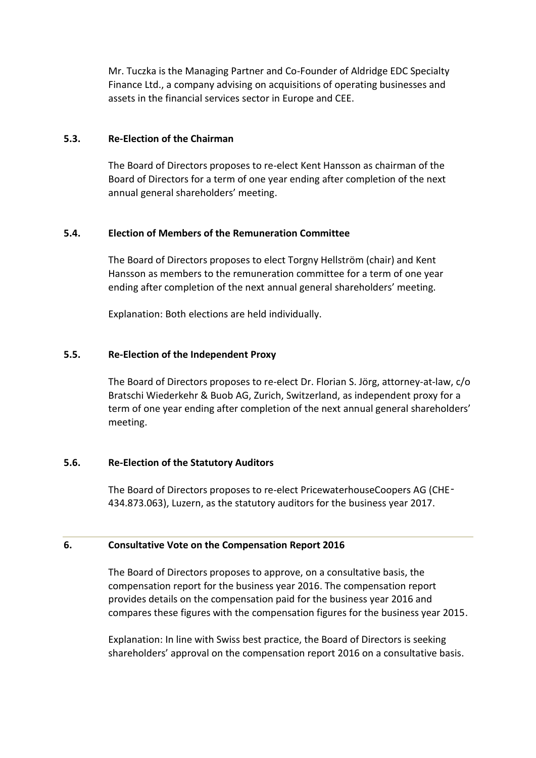Mr. Tuczka is the Managing Partner and Co-Founder of Aldridge EDC Specialty Finance Ltd., a company advising on acquisitions of operating businesses and assets in the financial services sector in Europe and CEE.

### 5.3. Re-Election of the Chairman

The Board of Directors proposes to re-elect Kent Hansson as chairman of the Board of Directors for a term of one year ending after completion of the next annual general shareholders' meeting.

### 5.4. Election of Members of the Remuneration Committee

The Board of Directors proposes to elect Torgny Hellström (chair) and Kent Hansson as members to the remuneration committee for a term of one year ending after completion of the next annual general shareholders' meeting.

Explanation: Both elections are held individually.

### 5.5. Re-Election of the Independent Proxy

The Board of Directors proposes to re-elect Dr. Florian S. Jörg, attorney-at-law, c/o Bratschi Wiederkehr & Buob AG, Zurich, Switzerland, as independent proxy for a term of one year ending after completion of the next annual general shareholders' meeting.

### 5.6. Re-Election of the Statutory Auditors

The Board of Directors proposes to re-elect PricewaterhouseCoopers AG (CHE-434.873.063), Luzern, as the statutory auditors for the business year 2017.

## 6. Consultative Vote on the Compensation Report 2016

The Board of Directors proposes to approve, on a consultative basis, the compensation report for the business year 2016. The compensation report provides details on the compensation paid for the business year 2016 and compares these figures with the compensation figures for the business year 2015.

Explanation: In line with Swiss best practice, the Board of Directors is seeking shareholders' approval on the compensation report 2016 on a consultative basis.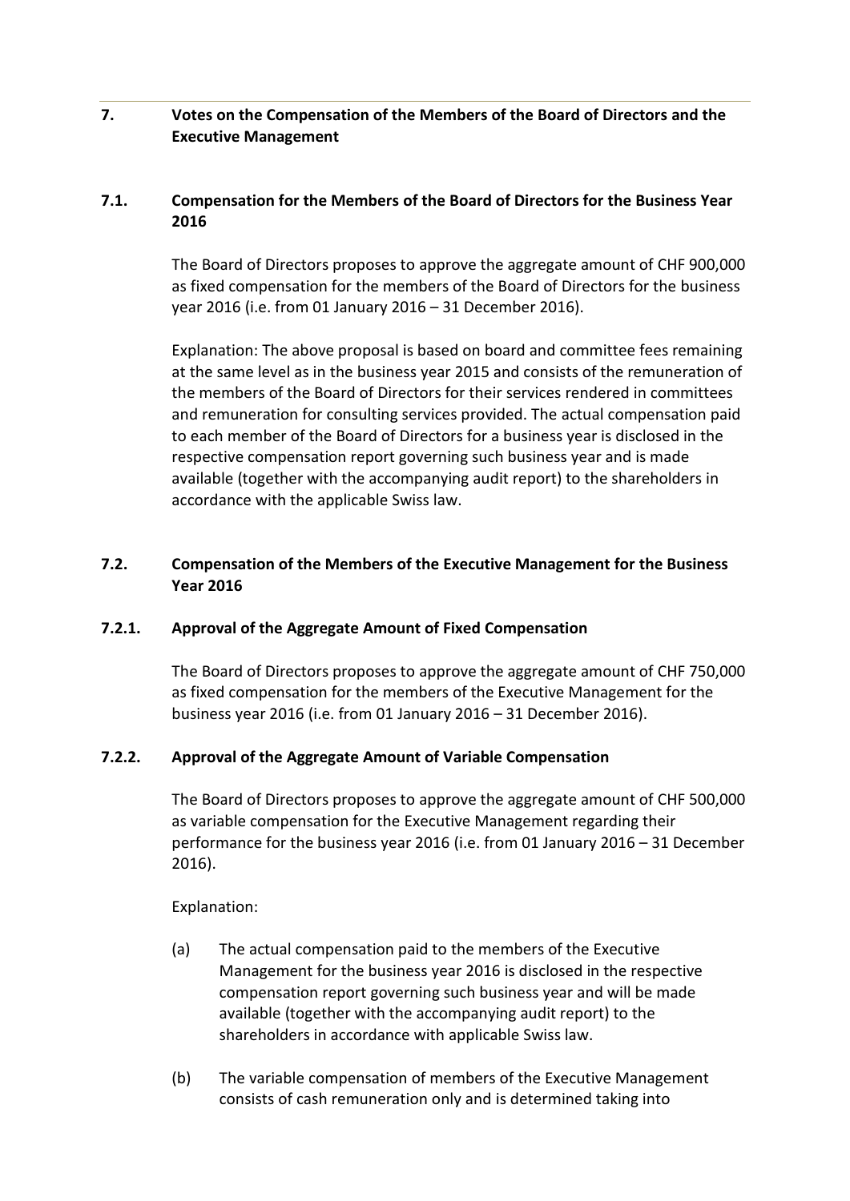## 7. Votes on the Compensation of the Members of the Board of Directors and the Executive Management

### 7.1. Compensation for the Members of the Board of Directors for the Business Year 2016

The Board of Directors proposes to approve the aggregate amount of CHF 900,000 as fixed compensation for the members of the Board of Directors for the business year 2016 (i.e. from 01 January 2016 – 31 December 2016).

Explanation: The above proposal is based on board and committee fees remaining at the same level as in the business year 2015 and consists of the remuneration of the members of the Board of Directors for their services rendered in committees and remuneration for consulting services provided. The actual compensation paid to each member of the Board of Directors for a business year is disclosed in the respective compensation report governing such business year and is made available (together with the accompanying audit report) to the shareholders in accordance with the applicable Swiss law.

### 7.2. Compensation of the Members of the Executive Management for the Business Year 2016

#### 7.2.1. Approval of the Aggregate Amount of Fixed Compensation

The Board of Directors proposes to approve the aggregate amount of CHF 750,000 as fixed compensation for the members of the Executive Management for the business year 2016 (i.e. from 01 January 2016 – 31 December 2016).

#### 7.2.2. Approval of the Aggregate Amount of Variable Compensation

The Board of Directors proposes to approve the aggregate amount of CHF 500,000 as variable compensation for the Executive Management regarding their performance for the business year 2016 (i.e. from 01 January 2016 – 31 December 2016).

Explanation:

(a) The actual compensation paid to the members of the Executive Management for the business year 2016 is disclosed in the respective compensation report governing such business year and will be made available (together with the accompanying audit report) to the shareholders in accordance with applicable Swiss law.

(b) The variable compensation of members of the Executive Management consists of cash remuneration only and is determined taking into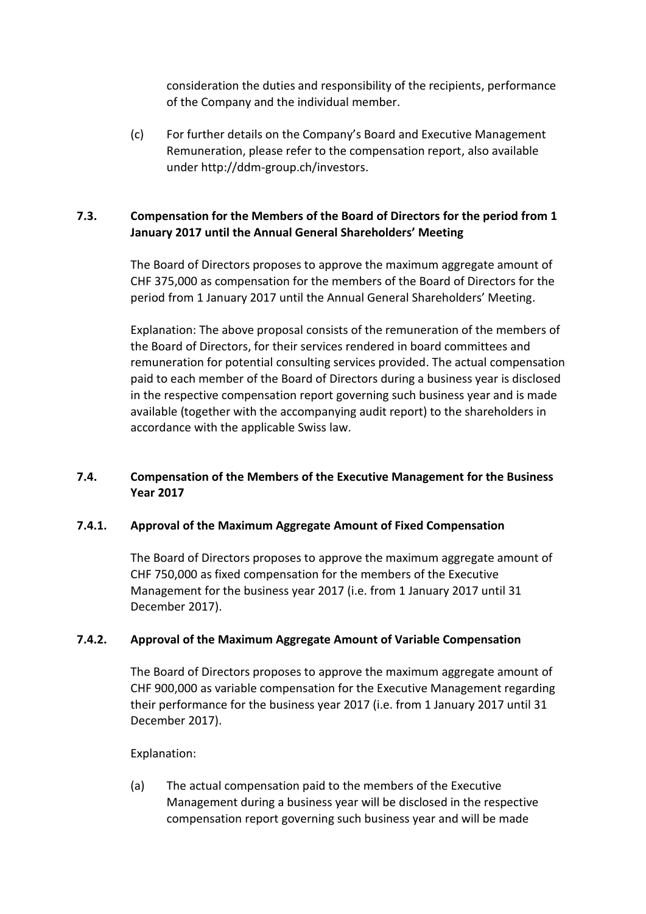consideration the duties and responsibility of the recipients, performance of the Company and the individual member.

(c) For further details on the Company's Board and Executive Management Remuneration, please refer to the compensation report, also available under http://ddm-group.ch/investors.

### 7.3. Compensation for the Members of the Board of Directors for the period from 1 January 2017 until the Annual General Shareholders' Meeting

The Board of Directors proposes to approve the maximum aggregate amount of CHF 375,000 as compensation for the members of the Board of Directors for the period from 1 January 2017 until the Annual General Shareholders' Meeting.

Explanation: The above proposal consists of the remuneration of the members of the Board of Directors, for their services rendered in board committees and remuneration for potential consulting services provided. The actual compensation paid to each member of the Board of Directors during a business year is disclosed in the respective compensation report governing such business year and is made available (together with the accompanying audit report) to the shareholders in accordance with the applicable Swiss law.

### 7.4. Compensation of the Members of the Executive Management for the Business Year 2017

#### 7.4.1. Approval of the Maximum Aggregate Amount of Fixed Compensation

The Board of Directors proposes to approve the maximum aggregate amount of CHF 750,000 as fixed compensation for the members of the Executive Management for the business year 2017 (i.e. from 1 January 2017 until 31 December 2017).

#### 7.4.2. Approval of the Maximum Aggregate Amount of Variable Compensation

The Board of Directors proposes to approve the maximum aggregate amount of CHF 900,000 as variable compensation for the Executive Management regarding their performance for the business year 2017 (i.e. from 1 January 2017 until 31 December 2017).

Explanation:

(a) The actual compensation paid to the members of the Executive Management during a business year will be disclosed in the respective compensation report governing such business year and will be made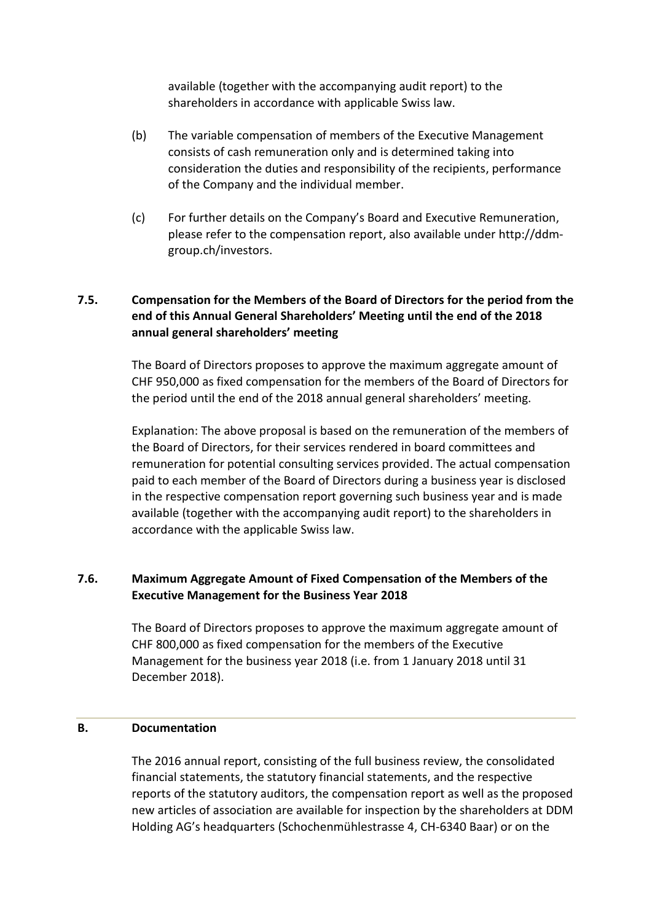available (together with the accompanying audit report) to the shareholders in accordance with applicable Swiss law.

(b) The variable compensation of members of the Executive Management consists of cash remuneration only and is determined taking into consideration the duties and responsibility of the recipients, performance of the Company and the individual member.

(c) For further details on the Company's Board and Executive Remuneration, please refer to the compensation report, also available under http://ddm-group.ch/investors.

### 7.5. Compensation for the Members of the Board of Directors for the period from the end of this Annual General Shareholders' Meeting until the end of the 2018 annual general shareholders' meeting

The Board of Directors proposes to approve the maximum aggregate amount of CHF 950,000 as fixed compensation for the members of the Board of Directors for the period until the end of the 2018 annual general shareholders' meeting.

Explanation: The above proposal is based on the remuneration of the members of the Board of Directors, for their services rendered in board committees and remuneration for potential consulting services provided. The actual compensation paid to each member of the Board of Directors during a business year is disclosed in the respective compensation report governing such business year and is made available (together with the accompanying audit report) to the shareholders in accordance with the applicable Swiss law.

### 7.6. Maximum Aggregate Amount of Fixed Compensation of the Members of the Executive Management for the Business Year 2018

The Board of Directors proposes to approve the maximum aggregate amount of CHF 800,000 as fixed compensation for the members of the Executive Management for the business year 2018 (i.e. from 1 January 2018 until 31 December 2018).

---

## B. Documentation

The 2016 annual report, consisting of the full business review, the consolidated financial statements, the statutory financial statements, and the respective reports of the statutory auditors, the compensation report as well as the proposed new articles of association are available for inspection by the shareholders at DDM Holding AG's headquarters (Schochenmühlestrasse 4, CH-6340 Baar) or on the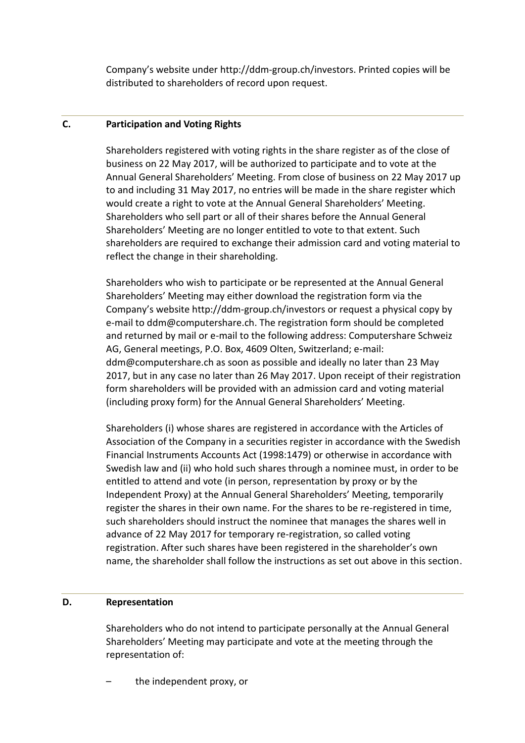Company's website under http://ddm-group.ch/investors. Printed copies will be distributed to shareholders of record upon request.

## C. Participation and Voting Rights

Shareholders registered with voting rights in the share register as of the close of business on 22 May 2017, will be authorized to participate and to vote at the Annual General Shareholders' Meeting. From close of business on 22 May 2017 up to and including 31 May 2017, no entries will be made in the share register which would create a right to vote at the Annual General Shareholders' Meeting. Shareholders who sell part or all of their shares before the Annual General Shareholders' Meeting are no longer entitled to vote to that extent. Such shareholders are required to exchange their admission card and voting material to reflect the change in their shareholding.

Shareholders who wish to participate or be represented at the Annual General Shareholders' Meeting may either download the registration form via the Company's website http://ddm-group.ch/investors or request a physical copy by e-mail to ddm@computershare.ch. The registration form should be completed and returned by mail or e-mail to the following address: Computershare Schweiz AG, General meetings, P.O. Box, 4609 Olten, Switzerland; e-mail: ddm@computershare.ch as soon as possible and ideally no later than 23 May 2017, but in any case no later than 26 May 2017. Upon receipt of their registration form shareholders will be provided with an admission card and voting material (including proxy form) for the Annual General Shareholders' Meeting.

Shareholders (i) whose shares are registered in accordance with the Articles of Association of the Company in a securities register in accordance with the Swedish Financial Instruments Accounts Act (1998:1479) or otherwise in accordance with Swedish law and (ii) who hold such shares through a nominee must, in order to be entitled to attend and vote (in person, representation by proxy or by the Independent Proxy) at the Annual General Shareholders' Meeting, temporarily register the shares in their own name. For the shares to be re-registered in time, such shareholders should instruct the nominee that manages the shares well in advance of 22 May 2017 for temporary re-registration, so called voting registration. After such shares have been registered in the shareholder's own name, the shareholder shall follow the instructions as set out above in this section.

## D. Representation

Shareholders who do not intend to participate personally at the Annual General Shareholders' Meeting may participate and vote at the meeting through the representation of:

– the independent proxy, or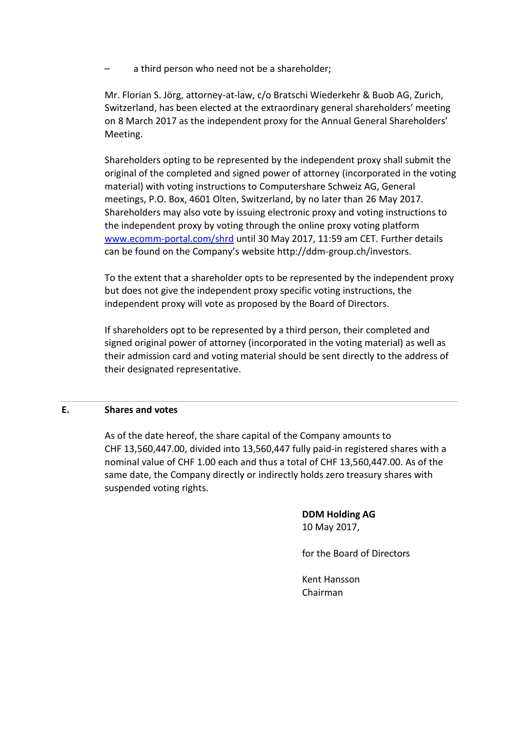– a third person who need not be a shareholder;

Mr. Florian S. Jörg, attorney-at-law, c/o Bratschi Wiederkehr & Buob AG, Zurich, Switzerland, has been elected at the extraordinary general shareholders' meeting on 8 March 2017 as the independent proxy for the Annual General Shareholders' Meeting.

Shareholders opting to be represented by the independent proxy shall submit the original of the completed and signed power of attorney (incorporated in the voting material) with voting instructions to Computershare Schweiz AG, General meetings, P.O. Box, 4601 Olten, Switzerland, by no later than 26 May 2017. Shareholders may also vote by issuing electronic proxy and voting instructions to the independent proxy by voting through the online proxy voting platform [www.ecomm-portal.com/shrd](http://www.ecomm-portal.com/shrd) until 30 May 2017, 11:59 am CET. Further details can be found on the Company's website http://ddm-group.ch/investors.

To the extent that a shareholder opts to be represented by the independent proxy but does not give the independent proxy specific voting instructions, the independent proxy will vote as proposed by the Board of Directors.

If shareholders opt to be represented by a third person, their completed and signed original power of attorney (incorporated in the voting material) as well as their admission card and voting material should be sent directly to the address of their designated representative.

---

## E. Shares and votes

As of the date hereof, the share capital of the Company amounts to CHF 13,560,447.00, divided into 13,560,447 fully paid-in registered shares with a nominal value of CHF 1.00 each and thus a total of CHF 13,560,447.00. As of the same date, the Company directly or indirectly holds zero treasury shares with suspended voting rights.

**DDM Holding AG**
10 May 2017,

for the Board of Directors

Kent Hansson
Chairman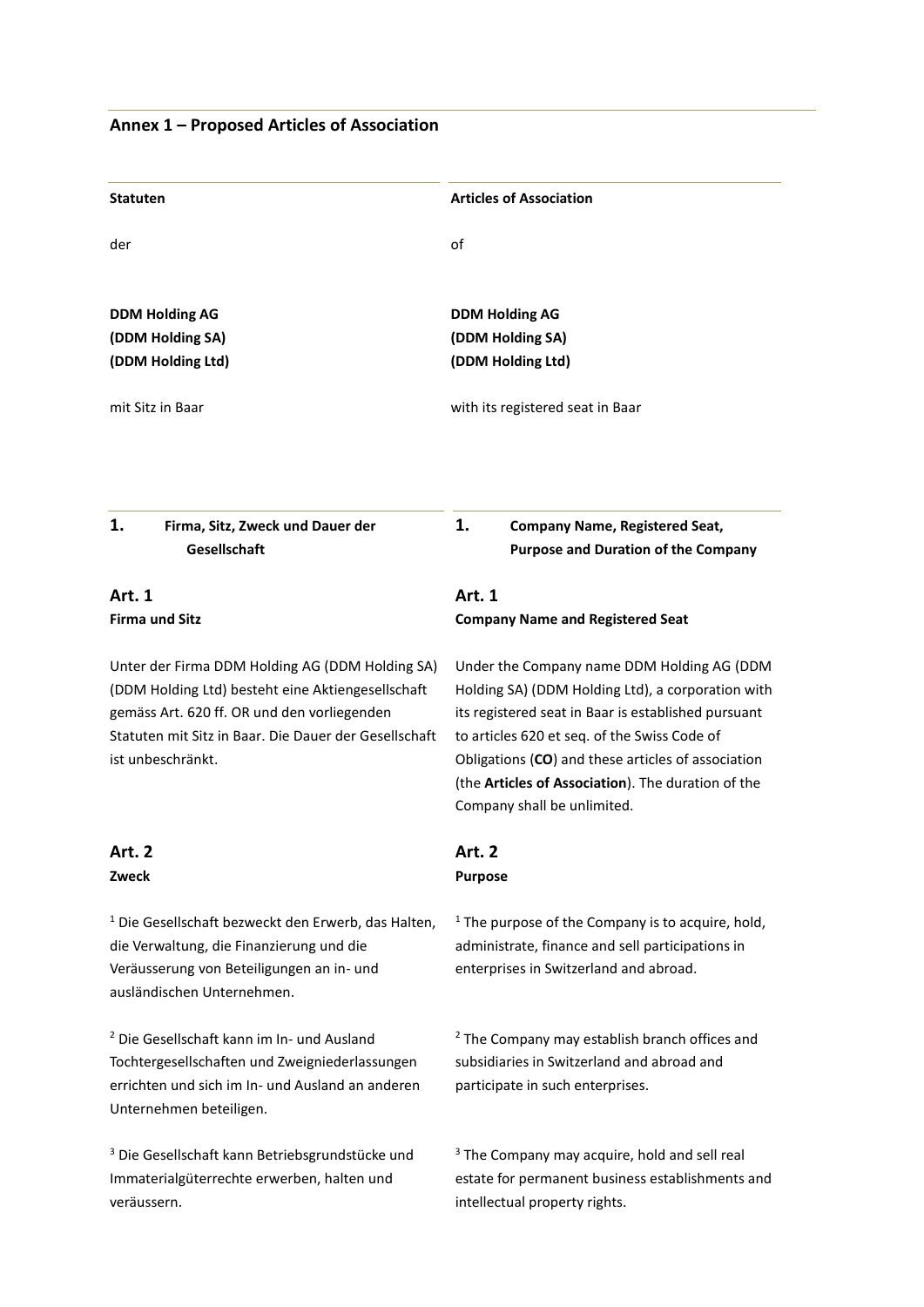## Annex 1 – Proposed Articles of Association

| **Statuten** | **Articles of Association** |
|---|---|
| der | of |
| **DDM Holding AG**<br>**(DDM Holding SA)**<br>**(DDM Holding Ltd)** | **DDM Holding AG**<br>**(DDM Holding SA)**<br>**(DDM Holding Ltd)** |
| mit Sitz in Baar | with its registered seat in Baar |
| **1. Firma, Sitz, Zweck und Dauer der Gesellschaft** | **1. Company Name, Registered Seat, Purpose and Duration of the Company** |
| **Art. 1**<br>**Firma und Sitz** | **Art. 1**<br>**Company Name and Registered Seat** |
| Unter der Firma DDM Holding AG (DDM Holding SA) (DDM Holding Ltd) besteht eine Aktiengesellschaft gemäss Art. 620 ff. OR und den vorliegenden Statuten mit Sitz in Baar. Die Dauer der Gesellschaft ist unbeschränkt. | Under the Company name DDM Holding AG (DDM Holding SA) (DDM Holding Ltd), a corporation with its registered seat in Baar is established pursuant to articles 620 et seq. of the Swiss Code of Obligations (**CO**) and these articles of association (the **Articles of Association**). The duration of the Company shall be unlimited. |
| **Art. 2**<br>**Zweck** | **Art. 2**<br>**Purpose** |
| [1] Die Gesellschaft bezweckt den Erwerb, das Halten, die Verwaltung, die Finanzierung und die Veräusserung von Beteiligungen an in- und ausländischen Unternehmen. | [1] The purpose of the Company is to acquire, hold, administrate, finance and sell participations in enterprises in Switzerland and abroad. |
| [2] Die Gesellschaft kann im In- und Ausland Tochtergesellschaften und Zweigniederlassungen errichten und sich im In- und Ausland an anderen Unternehmen beteiligen. | [2] The Company may establish branch offices and subsidiaries in Switzerland and abroad and participate in such enterprises. |
| [3] Die Gesellschaft kann Betriebsgrundstücke und Immaterialgüterrechte erwerben, halten und veräussern. | [3] The Company may acquire, hold and sell real estate for permanent business establishments and intellectual property rights. |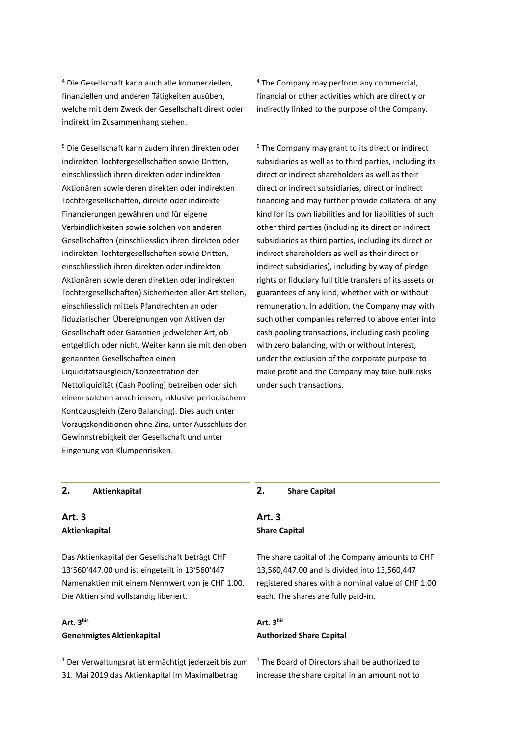[4] Die Gesellschaft kann auch alle kommerziellen, finanziellen und anderen Tätigkeiten ausüben, welche mit dem Zweck der Gesellschaft direkt oder indirekt im Zusammenhang stehen.

[4] The Company may perform any commercial, financial or other activities which are directly or indirectly linked to the purpose of the Company.

[5] Die Gesellschaft kann zudem ihren direkten oder indirekten Tochtergesellschaften sowie Dritten, einschliesslich ihren direkten oder indirekten Aktionären sowie deren direkten oder indirekten Tochtergesellschaften, direkte oder indirekte Finanzierungen gewähren und für eigene Verbindlichkeiten sowie solchen von anderen Gesellschaften (einschliesslich ihren direkten oder indirekten Tochtergesellschaften sowie Dritten, einschliesslich ihren direkten oder indirekten Aktionären sowie deren direkten oder indirekten Tochtergesellschaften) Sicherheiten aller Art stellen, einschliesslich mittels Pfandrechten an oder fiduziarischen Übereignungen von Aktiven der Gesellschaft oder Garantien jedwelcher Art, ob entgeltlich oder nicht. Weiter kann sie mit den oben genannten Gesellschaften einen Liquiditätsausgleich/Konzentration der Nettoliquidität (Cash Pooling) betreiben oder sich einem solchen anschliessen, inklusive periodischem Kontoausgleich (Zero Balancing). Dies auch unter Vorzugskonditionen ohne Zins, unter Ausschluss der Gewinnstrebigkeit der Gesellschaft und unter Eingehung von Klumpenrisiken.

[5] The Company may grant to its direct or indirect subsidiaries as well as to third parties, including its direct or indirect shareholders as well as their direct or indirect subsidiaries, direct or indirect financing and may further provide collateral of any kind for its own liabilities and for liabilities of such other third parties (including its direct or indirect subsidiaries as third parties, including its direct or indirect shareholders as well as their direct or indirect subsidiaries), including by way of pledge rights or fiduciary full title transfers of its assets or guarantees of any kind, whether with or without remuneration. In addition, the Company may with such other companies referred to above enter into cash pooling transactions, including cash pooling with zero balancing, with or without interest, under the exclusion of the corporate purpose to make profit and the Company may take bulk risks under such transactions.

## 2. Aktienkapital

## 2. Share Capital

### Art. 3
**Aktienkapital**

Das Aktienkapital der Gesellschaft beträgt CHF 13'560'447.00 und ist eingeteilt in 13'560'447 Namenaktien mit einem Nennwert von je CHF 1.00. Die Aktien sind vollständig liberiert.

### Art. 3
**Share Capital**

The share capital of the Company amounts to CHF 13,560,447.00 and is divided into 13,560,447 registered shares with a nominal value of CHF 1.00 each. The shares are fully paid-in.

### Art. 3bis
**Genehmigtes Aktienkapital**

[1] Der Verwaltungsrat ist ermächtigt jederzeit bis zum 31. Mai 2019 das Aktienkapital im Maximalbetrag

### Art. 3bis
**Authorized Share Capital**

[1] The Board of Directors shall be authorized to increase the share capital in an amount not to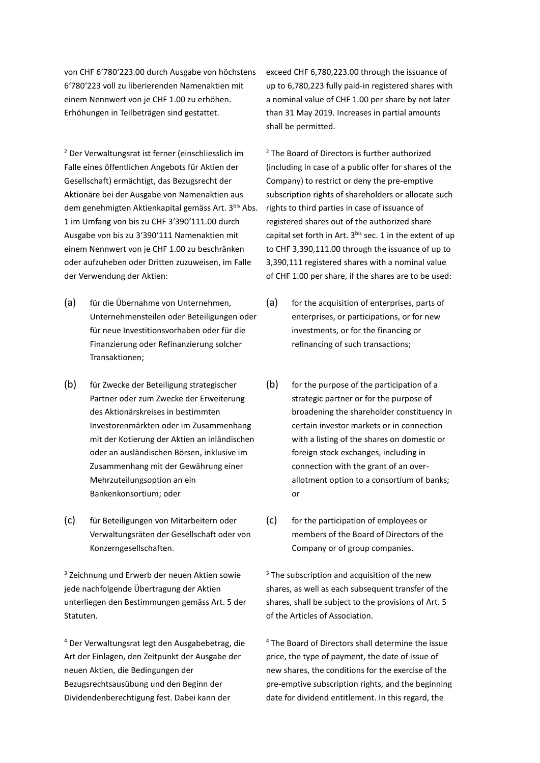von CHF 6'780'223.00 durch Ausgabe von höchstens 6'780'223 voll zu liberierenden Namenaktien mit einem Nennwert von je CHF 1.00 zu erhöhen. Erhöhungen in Teilbeträgen sind gestattet.

[2] Der Verwaltungsrat ist ferner (einschliesslich im Falle eines öffentlichen Angebots für Aktien der Gesellschaft) ermächtigt, das Bezugsrecht der Aktionäre bei der Ausgabe von Namenaktien aus dem genehmigten Aktienkapital gemäss Art. 3bis Abs. 1 im Umfang von bis zu CHF 3'390'111.00 durch Ausgabe von bis zu 3'390'111 Namenaktien mit einem Nennwert von je CHF 1.00 zu beschränken oder aufzuheben oder Dritten zuzuweisen, im Falle der Verwendung der Aktien:

(a) für die Übernahme von Unternehmen, Unternehmensteilen oder Beteiligungen oder für neue Investitionsvorhaben oder für die Finanzierung oder Refinanzierung solcher Transaktionen;

(b) für Zwecke der Beteiligung strategischer Partner oder zum Zwecke der Erweiterung des Aktionärskreises in bestimmten Investorenmärkten oder im Zusammenhang mit der Kotierung der Aktien an inländischen oder an ausländischen Börsen, inklusive im Zusammenhang mit der Gewährung einer Mehrzuteilungsoption an ein Bankenkonsortium; oder

(c) für Beteiligungen von Mitarbeitern oder Verwaltungsräten der Gesellschaft oder von Konzerngesellschaften.

[3] Zeichnung und Erwerb der neuen Aktien sowie jede nachfolgende Übertragung der Aktien unterliegen den Bestimmungen gemäss Art. 5 der Statuten.

[4] Der Verwaltungsrat legt den Ausgabebetrag, die Art der Einlagen, den Zeitpunkt der Ausgabe der neuen Aktien, die Bedingungen der Bezugsrechtsausübung und den Beginn der Dividendenberechtigung fest. Dabei kann der

exceed CHF 6,780,223.00 through the issuance of up to 6,780,223 fully paid-in registered shares with a nominal value of CHF 1.00 per share by not later than 31 May 2019. Increases in partial amounts shall be permitted.

[2] The Board of Directors is further authorized (including in case of a public offer for shares of the Company) to restrict or deny the pre-emptive subscription rights of shareholders or allocate such rights to third parties in case of issuance of registered shares out of the authorized share capital set forth in Art. 3bis sec. 1 in the extent of up to CHF 3,390,111.00 through the issuance of up to 3,390,111 registered shares with a nominal value of CHF 1.00 per share, if the shares are to be used:

(a) for the acquisition of enterprises, parts of enterprises, or participations, or for new investments, or for the financing or refinancing of such transactions;

(b) for the purpose of the participation of a strategic partner or for the purpose of broadening the shareholder constituency in certain investor markets or in connection with a listing of the shares on domestic or foreign stock exchanges, including in connection with the grant of an over-allotment option to a consortium of banks; or

(c) for the participation of employees or members of the Board of Directors of the Company or of group companies.

[3] The subscription and acquisition of the new shares, as well as each subsequent transfer of the shares, shall be subject to the provisions of Art. 5 of the Articles of Association.

[4] The Board of Directors shall determine the issue price, the type of payment, the date of issue of new shares, the conditions for the exercise of the pre-emptive subscription rights, and the beginning date for dividend entitlement. In this regard, the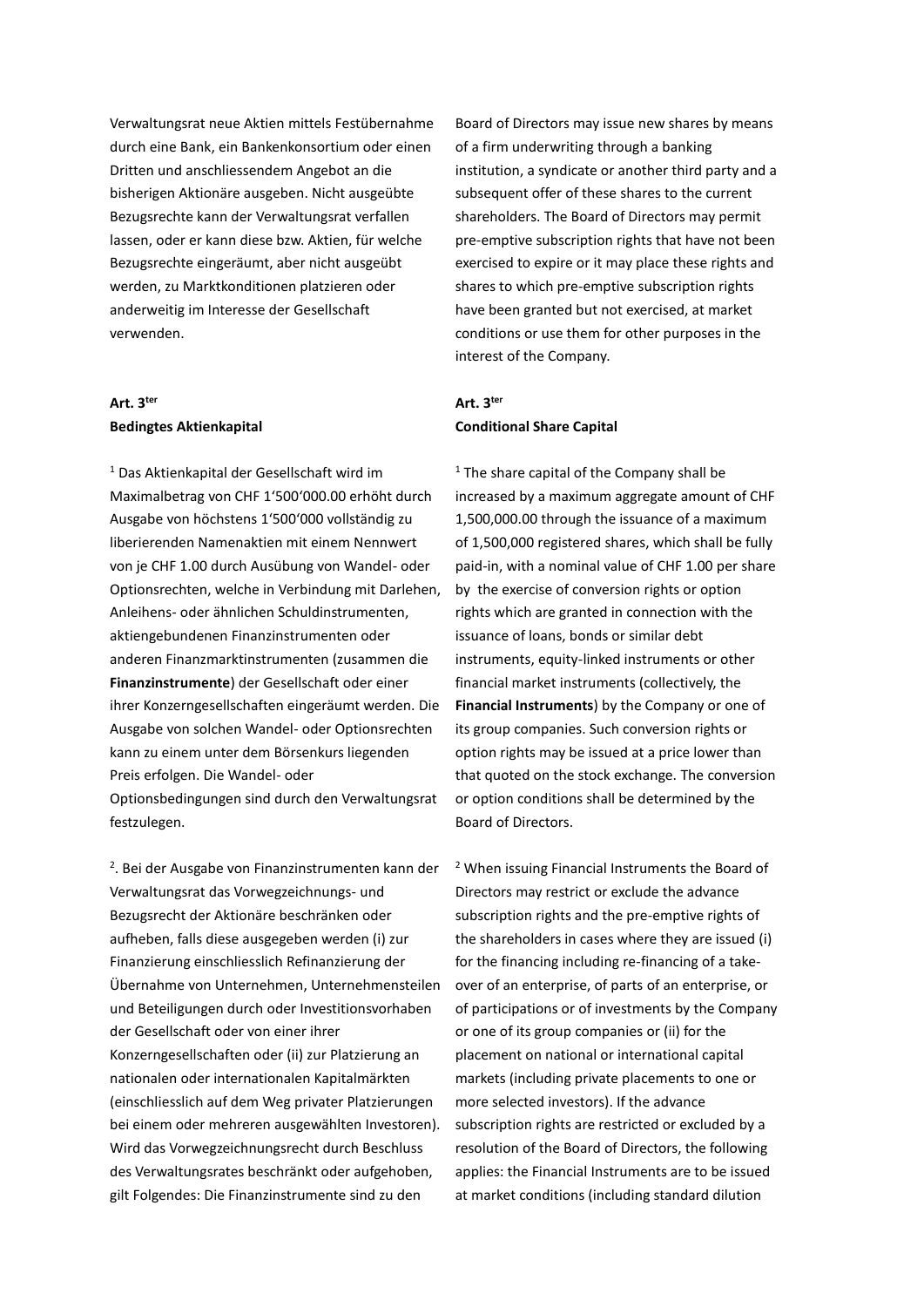Verwaltungsrat neue Aktien mittels Festübernahme durch eine Bank, ein Bankenkonsortium oder einen Dritten und anschliessendem Angebot an die bisherigen Aktionäre ausgeben. Nicht ausgeübte Bezugsrechte kann der Verwaltungsrat verfallen lassen, oder er kann diese bzw. Aktien, für welche Bezugsrechte eingeräumt, aber nicht ausgeübt werden, zu Marktkonditionen platzieren oder anderweitig im Interesse der Gesellschaft verwenden.

Board of Directors may issue new shares by means of a firm underwriting through a banking institution, a syndicate or another third party and a subsequent offer of these shares to the current shareholders. The Board of Directors may permit pre-emptive subscription rights that have not been exercised to expire or it may place these rights and shares to which pre-emptive subscription rights have been granted but not exercised, at market conditions or use them for other purposes in the interest of the Company.

**Art. 3ter**
**Bedingtes Aktienkapital**

[1] Das Aktienkapital der Gesellschaft wird im Maximalbetrag von CHF 1'500'000.00 erhöht durch Ausgabe von höchstens 1'500'000 vollständig zu liberierenden Namenaktien mit einem Nennwert von je CHF 1.00 durch Ausübung von Wandel- oder Optionsrechten, welche in Verbindung mit Darlehen, Anleihens- oder ähnlichen Schuldinstrumenten, aktiengebundenen Finanzinstrumenten oder anderen Finanzmarktinstrumenten (zusammen die **Finanzinstrumente**) der Gesellschaft oder einer ihrer Konzerngesellschaften eingeräumt werden. Die Ausgabe von solchen Wandel- oder Optionsrechten kann zu einem unter dem Börsenkurs liegenden Preis erfolgen. Die Wandel- oder Optionsbedingungen sind durch den Verwaltungsrat festzulegen.

[2]. Bei der Ausgabe von Finanzinstrumenten kann der Verwaltungsrat das Vorwegzeichnungs- und Bezugsrecht der Aktionäre beschränken oder aufheben, falls diese ausgegeben werden (i) zur Finanzierung einschliesslich Refinanzierung der Übernahme von Unternehmen, Unternehmensteilen und Beteiligungen durch oder Investitionsvorhaben der Gesellschaft oder von einer ihrer Konzerngesellschaften oder (ii) zur Platzierung an nationalen oder internationalen Kapitalmärkten (einschliesslich auf dem Weg privater Platzierungen bei einem oder mehreren ausgewählten Investoren). Wird das Vorwegzeichnungsrecht durch Beschluss des Verwaltungsrates beschränkt oder aufgehoben, gilt Folgendes: Die Finanzinstrumente sind zu den

**Art. 3ter**
**Conditional Share Capital**

[1] The share capital of the Company shall be increased by a maximum aggregate amount of CHF 1,500,000.00 through the issuance of a maximum of 1,500,000 registered shares, which shall be fully paid-in, with a nominal value of CHF 1.00 per share by the exercise of conversion rights or option rights which are granted in connection with the issuance of loans, bonds or similar debt instruments, equity-linked instruments or other financial market instruments (collectively, the **Financial Instruments**) by the Company or one of its group companies. Such conversion rights or option rights may be issued at a price lower than that quoted on the stock exchange. The conversion or option conditions shall be determined by the Board of Directors.

[2] When issuing Financial Instruments the Board of Directors may restrict or exclude the advance subscription rights and the pre-emptive rights of the shareholders in cases where they are issued (i) for the financing including re-financing of a take-over of an enterprise, of parts of an enterprise, or of participations or of investments by the Company or one of its group companies or (ii) for the placement on national or international capital markets (including private placements to one or more selected investors). If the advance subscription rights are restricted or excluded by a resolution of the Board of Directors, the following applies: the Financial Instruments are to be issued at market conditions (including standard dilution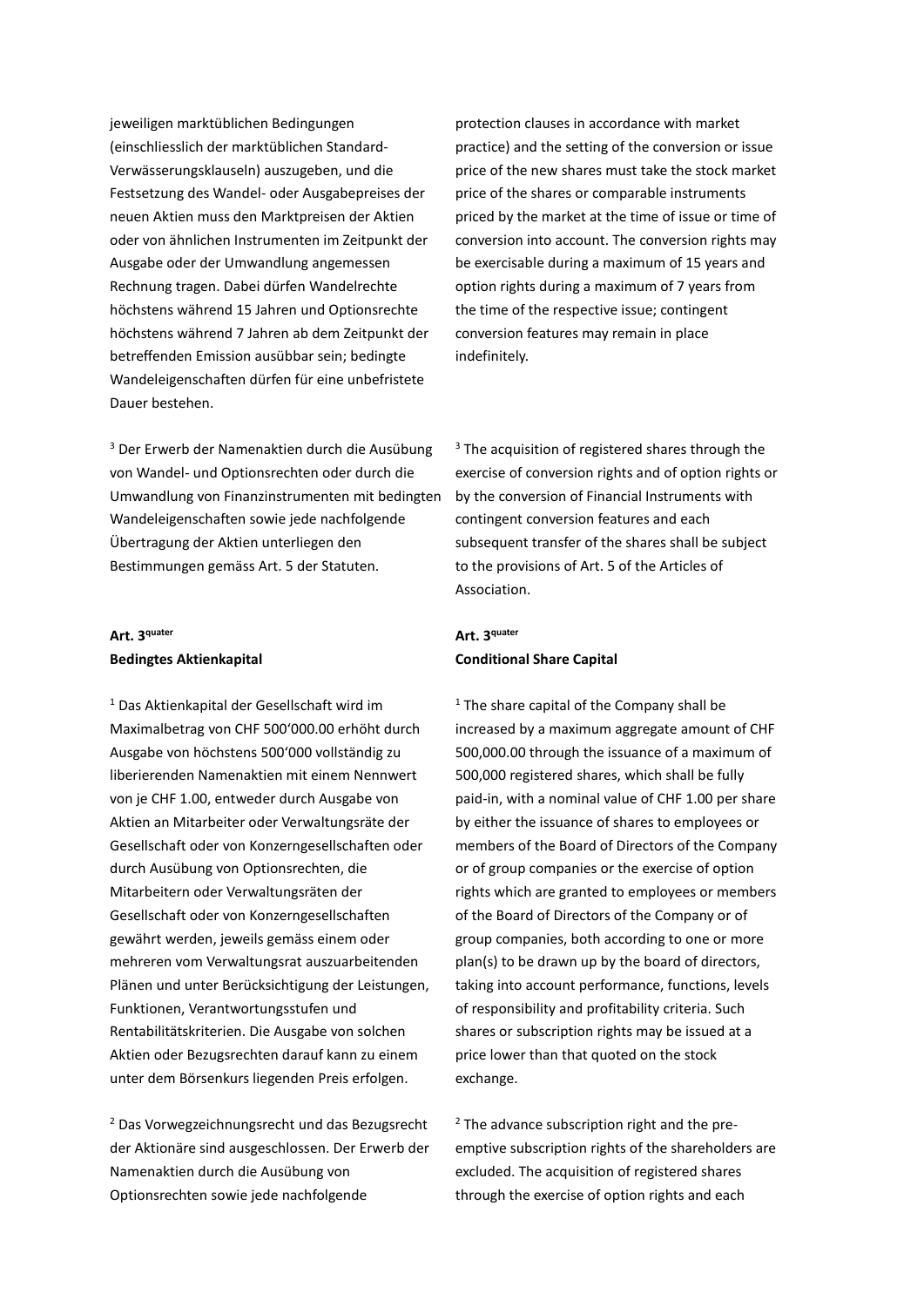jeweiligen marktüblichen Bedingungen (einschliesslich der marktüblichen Standard-Verwässerungsklauseln) auszugeben, und die Festsetzung des Wandel- oder Ausgabepreises der neuen Aktien muss den Marktpreisen der Aktien oder von ähnlichen Instrumenten im Zeitpunkt der Ausgabe oder der Umwandlung angemessen Rechnung tragen. Dabei dürfen Wandelrechte höchstens während 15 Jahren und Optionsrechte höchstens während 7 Jahren ab dem Zeitpunkt der betreffenden Emission ausübbar sein; bedingte Wandeleigenschaften dürfen für eine unbefristete Dauer bestehen.

protection clauses in accordance with market practice) and the setting of the conversion or issue price of the new shares must take the stock market price of the shares or comparable instruments priced by the market at the time of issue or time of conversion into account. The conversion rights may be exercisable during a maximum of 15 years and option rights during a maximum of 7 years from the time of the respective issue; contingent conversion features may remain in place indefinitely.

[3] Der Erwerb der Namenaktien durch die Ausübung von Wandel- und Optionsrechten oder durch die Umwandlung von Finanzinstrumenten mit bedingten Wandeleigenschaften sowie jede nachfolgende Übertragung der Aktien unterliegen den Bestimmungen gemäss Art. 5 der Statuten.

[3] The acquisition of registered shares through the exercise of conversion rights and of option rights or by the conversion of Financial Instruments with contingent conversion features and each subsequent transfer of the shares shall be subject to the provisions of Art. 5 of the Articles of Association.

**Art. 3quater**
**Bedingtes Aktienkapital**

**Art. 3quater**
**Conditional Share Capital**

[1] Das Aktienkapital der Gesellschaft wird im Maximalbetrag von CHF 500'000.00 erhöht durch Ausgabe von höchstens 500'000 vollständig zu liberierenden Namenaktien mit einem Nennwert von je CHF 1.00, entweder durch Ausgabe von Aktien an Mitarbeiter oder Verwaltungsräte der Gesellschaft oder von Konzerngesellschaften oder durch Ausübung von Optionsrechten, die Mitarbeitern oder Verwaltungsräten der Gesellschaft oder von Konzerngesellschaften gewährt werden, jeweils gemäss einem oder mehreren vom Verwaltungsrat auszuarbeitenden Plänen und unter Berücksichtigung der Leistungen, Funktionen, Verantwortungsstufen und Rentabilitätskriterien. Die Ausgabe von solchen Aktien oder Bezugsrechten darauf kann zu einem unter dem Börsenkurs liegenden Preis erfolgen.

[1] The share capital of the Company shall be increased by a maximum aggregate amount of CHF 500,000.00 through the issuance of a maximum of 500,000 registered shares, which shall be fully paid-in, with a nominal value of CHF 1.00 per share by either the issuance of shares to employees or members of the Board of Directors of the Company or of group companies or the exercise of option rights which are granted to employees or members of the Board of Directors of the Company or of group companies, both according to one or more plan(s) to be drawn up by the board of directors, taking into account performance, functions, levels of responsibility and profitability criteria. Such shares or subscription rights may be issued at a price lower than that quoted on the stock exchange.

[2] Das Vorwegzeichnungsrecht und das Bezugsrecht der Aktionäre sind ausgeschlossen. Der Erwerb der Namenaktien durch die Ausübung von Optionsrechten sowie jede nachfolgende

[2] The advance subscription right and the pre-emptive subscription rights of the shareholders are excluded. The acquisition of registered shares through the exercise of option rights and each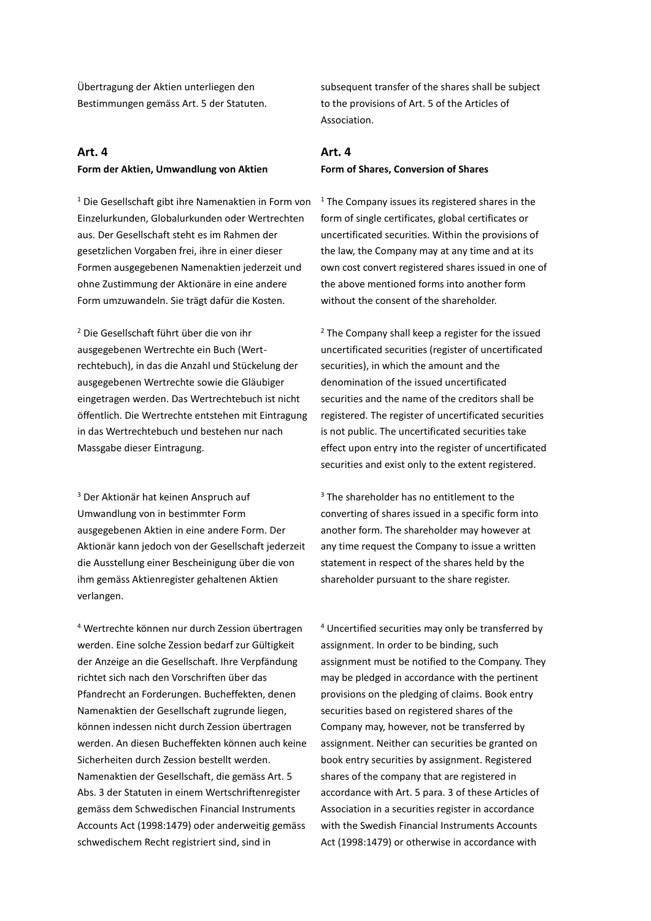Übertragung der Aktien unterliegen den Bestimmungen gemäss Art. 5 der Statuten.

subsequent transfer of the shares shall be subject to the provisions of Art. 5 of the Articles of Association.

## Art. 4

**Form der Aktien, Umwandlung von Aktien**

## Art. 4

**Form of Shares, Conversion of Shares**

[1] Die Gesellschaft gibt ihre Namenaktien in Form von Einzelurkunden, Globalurkunden oder Wertrechten aus. Der Gesellschaft steht es im Rahmen der gesetzlichen Vorgaben frei, ihre in einer dieser Formen ausgegebenen Namenaktien jederzeit und ohne Zustimmung der Aktionäre in eine andere Form umzuwandeln. Sie trägt dafür die Kosten.

[1] The Company issues its registered shares in the form of single certificates, global certificates or uncertificated securities. Within the provisions of the law, the Company may at any time and at its own cost convert registered shares issued in one of the above mentioned forms into another form without the consent of the shareholder.

[2] Die Gesellschaft führt über die von ihr ausgegebenen Wertrechte ein Buch (Wertrechtebuch), in das die Anzahl und Stückelung der ausgegebenen Wertrechte sowie die Gläubiger eingetragen werden. Das Wertrechtebuch ist nicht öffentlich. Die Wertrechte entstehen mit Eintragung in das Wertrechtebuch und bestehen nur nach Massgabe dieser Eintragung.

[2] The Company shall keep a register for the issued uncertificated securities (register of uncertificated securities), in which the amount and the denomination of the issued uncertificated securities and the name of the creditors shall be registered. The register of uncertificated securities is not public. The uncertificated securities take effect upon entry into the register of uncertificated securities and exist only to the extent registered.

[3] Der Aktionär hat keinen Anspruch auf Umwandlung von in bestimmter Form ausgegebenen Aktien in eine andere Form. Der Aktionär kann jedoch von der Gesellschaft jederzeit die Ausstellung einer Bescheinigung über die von ihm gemäss Aktienregister gehaltenen Aktien verlangen.

[3] The shareholder has no entitlement to the converting of shares issued in a specific form into another form. The shareholder may however at any time request the Company to issue a written statement in respect of the shares held by the shareholder pursuant to the share register.

[4] Wertrechte können nur durch Zession übertragen werden. Eine solche Zession bedarf zur Gültigkeit der Anzeige an die Gesellschaft. Ihre Verpfändung richtet sich nach den Vorschriften über das Pfandrecht an Forderungen. Bucheffekten, denen Namenaktien der Gesellschaft zugrunde liegen, können indessen nicht durch Zession übertragen werden. An diesen Bucheffekten können auch keine Sicherheiten durch Zession bestellt werden. Namenaktien der Gesellschaft, die gemäss Art. 5 Abs. 3 der Statuten in einem Wertschriftenregister gemäss dem Schwedischen Financial Instruments Accounts Act (1998:1479) oder anderweitig gemäss schwedischem Recht registriert sind, sind in

[4] Uncertified securities may only be transferred by assignment. In order to be binding, such assignment must be notified to the Company. They may be pledged in accordance with the pertinent provisions on the pledging of claims. Book entry securities based on registered shares of the Company may, however, not be transferred by assignment. Neither can securities be granted on book entry securities by assignment. Registered shares of the company that are registered in accordance with Art. 5 para. 3 of these Articles of Association in a securities register in accordance with the Swedish Financial Instruments Accounts Act (1998:1479) or otherwise in accordance with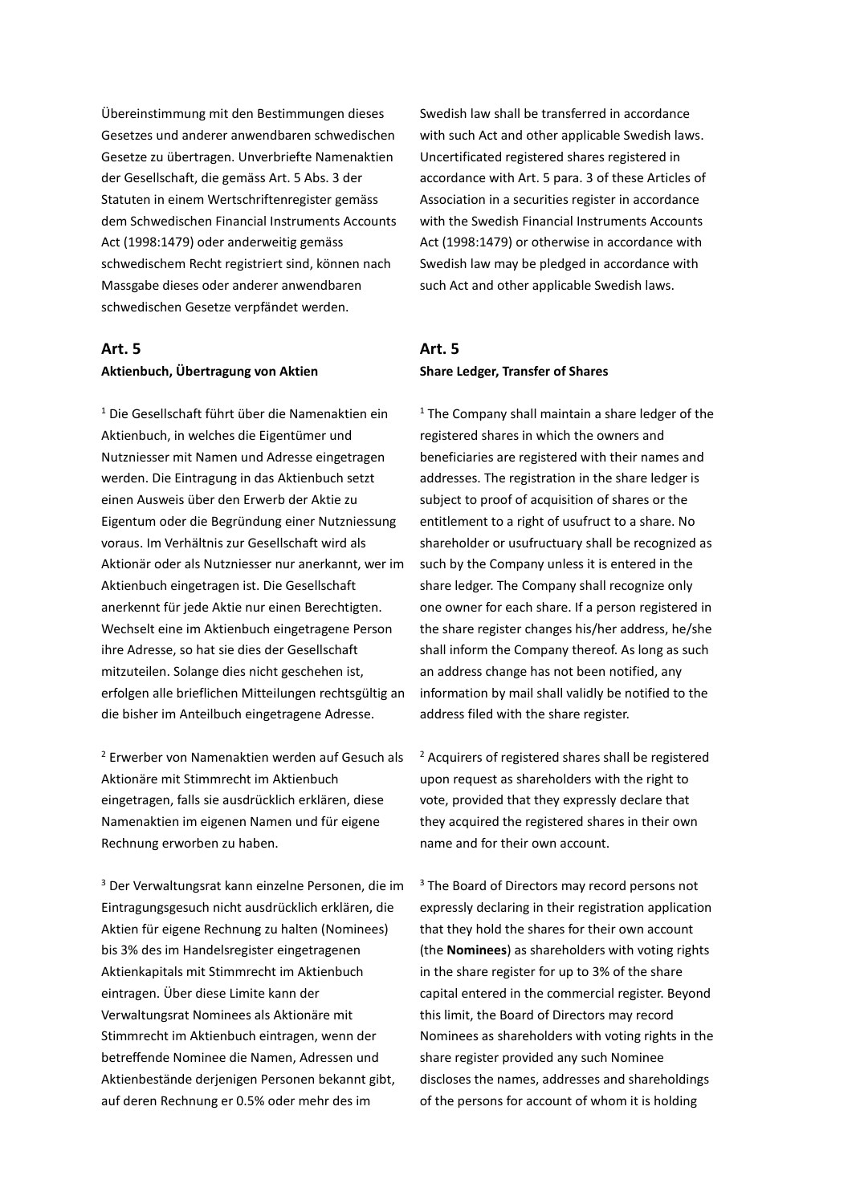Übereinstimmung mit den Bestimmungen dieses Gesetzes und anderer anwendbaren schwedischen Gesetze zu übertragen. Unverbriefte Namenaktien der Gesellschaft, die gemäss Art. 5 Abs. 3 der Statuten in einem Wertschriftenregister gemäss dem Schwedischen Financial Instruments Accounts Act (1998:1479) oder anderweitig gemäss schwedischem Recht registriert sind, können nach Massgabe dieses oder anderer anwendbaren schwedischen Gesetze verpfändet werden.

Swedish law shall be transferred in accordance with such Act and other applicable Swedish laws. Uncertificated registered shares registered in accordance with Art. 5 para. 3 of these Articles of Association in a securities register in accordance with the Swedish Financial Instruments Accounts Act (1998:1479) or otherwise in accordance with Swedish law may be pledged in accordance with such Act and other applicable Swedish laws.

## Art. 5

**Aktienbuch, Übertragung von Aktien**

[1] Die Gesellschaft führt über die Namenaktien ein Aktienbuch, in welches die Eigentümer und Nutzniesser mit Namen und Adresse eingetragen werden. Die Eintragung in das Aktienbuch setzt einen Ausweis über den Erwerb der Aktie zu Eigentum oder die Begründung einer Nutzniessung voraus. Im Verhältnis zur Gesellschaft wird als Aktionär oder als Nutzniesser nur anerkannt, wer im Aktienbuch eingetragen ist. Die Gesellschaft anerkennt für jede Aktie nur einen Berechtigten. Wechselt eine im Aktienbuch eingetragene Person ihre Adresse, so hat sie dies der Gesellschaft mitzuteilen. Solange dies nicht geschehen ist, erfolgen alle brieflichen Mitteilungen rechtsgültig an die bisher im Anteilbuch eingetragene Adresse.

[2] Erwerber von Namenaktien werden auf Gesuch als Aktionäre mit Stimmrecht im Aktienbuch eingetragen, falls sie ausdrücklich erklären, diese Namenaktien im eigenen Namen und für eigene Rechnung erworben zu haben.

[3] Der Verwaltungsrat kann einzelne Personen, die im Eintragungsgesuch nicht ausdrücklich erklären, die Aktien für eigene Rechnung zu halten (Nominees) bis 3% des im Handelsregister eingetragenen Aktienkapitals mit Stimmrecht im Aktienbuch eintragen. Über diese Limite kann der Verwaltungsrat Nominees als Aktionäre mit Stimmrecht im Aktienbuch eintragen, wenn der betreffende Nominee die Namen, Adressen und Aktienbestände derjenigen Personen bekannt gibt, auf deren Rechnung er 0.5% oder mehr des im

## Art. 5

**Share Ledger, Transfer of Shares**

[1] The Company shall maintain a share ledger of the registered shares in which the owners and beneficiaries are registered with their names and addresses. The registration in the share ledger is subject to proof of acquisition of shares or the entitlement to a right of usufruct to a share. No shareholder or usufructuary shall be recognized as such by the Company unless it is entered in the share ledger. The Company shall recognize only one owner for each share. If a person registered in the share register changes his/her address, he/she shall inform the Company thereof. As long as such an address change has not been notified, any information by mail shall validly be notified to the address filed with the share register.

[2] Acquirers of registered shares shall be registered upon request as shareholders with the right to vote, provided that they expressly declare that they acquired the registered shares in their own name and for their own account.

[3] The Board of Directors may record persons not expressly declaring in their registration application that they hold the shares for their own account (the **Nominees**) as shareholders with voting rights in the share register for up to 3% of the share capital entered in the commercial register. Beyond this limit, the Board of Directors may record Nominees as shareholders with voting rights in the share register provided any such Nominee discloses the names, addresses and shareholdings of the persons for account of whom it is holding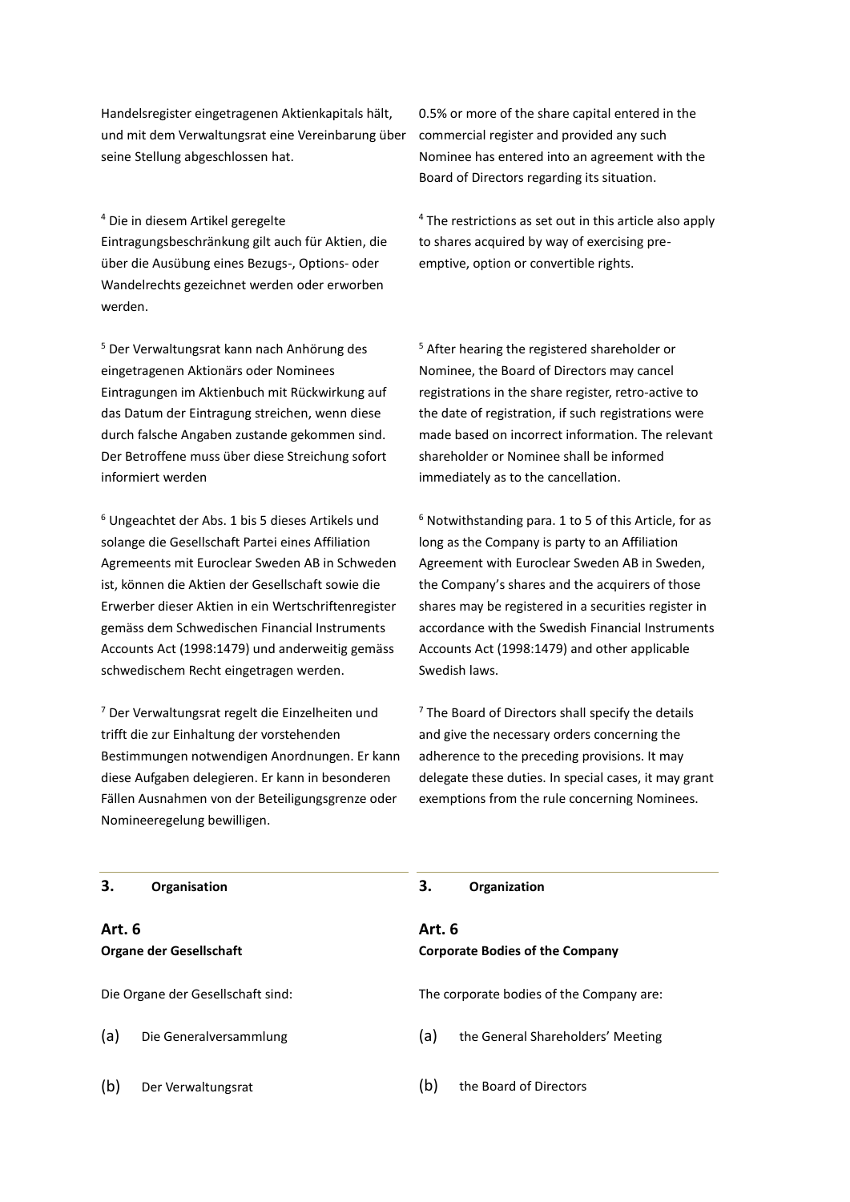Handelsregister eingetragenen Aktienkapitals hält, und mit dem Verwaltungsrat eine Vereinbarung über seine Stellung abgeschlossen hat.

0.5% or more of the share capital entered in the commercial register and provided any such Nominee has entered into an agreement with the Board of Directors regarding its situation.

[4] Die in diesem Artikel geregelte Eintragungsbeschränkung gilt auch für Aktien, die über die Ausübung eines Bezugs-, Options- oder Wandelrechts gezeichnet werden oder erworben werden.

[4] The restrictions as set out in this article also apply to shares acquired by way of exercising pre-emptive, option or convertible rights.

[5] Der Verwaltungsrat kann nach Anhörung des eingetragenen Aktionärs oder Nominees Eintragungen im Aktienbuch mit Rückwirkung auf das Datum der Eintragung streichen, wenn diese durch falsche Angaben zustande gekommen sind. Der Betroffene muss über diese Streichung sofort informiert werden

[5] After hearing the registered shareholder or Nominee, the Board of Directors may cancel registrations in the share register, retro-active to the date of registration, if such registrations were made based on incorrect information. The relevant shareholder or Nominee shall be informed immediately as to the cancellation.

[6] Ungeachtet der Abs. 1 bis 5 dieses Artikels und solange die Gesellschaft Partei eines Affiliation Agremeents mit Euroclear Sweden AB in Schweden ist, können die Aktien der Gesellschaft sowie die Erwerber dieser Aktien in ein Wertschriftenregister gemäss dem Schwedischen Financial Instruments Accounts Act (1998:1479) und anderweitig gemäss schwedischem Recht eingetragen werden.

[6] Notwithstanding para. 1 to 5 of this Article, for as long as the Company is party to an Affiliation Agreement with Euroclear Sweden AB in Sweden, the Company's shares and the acquirers of those shares may be registered in a securities register in accordance with the Swedish Financial Instruments Accounts Act (1998:1479) and other applicable Swedish laws.

[7] Der Verwaltungsrat regelt die Einzelheiten und trifft die zur Einhaltung der vorstehenden Bestimmungen notwendigen Anordnungen. Er kann diese Aufgaben delegieren. Er kann in besonderen Fällen Ausnahmen von der Beteiligungsgrenze oder Nomineeregelung bewilligen.

[7] The Board of Directors shall specify the details and give the necessary orders concerning the adherence to the preceding provisions. It may delegate these duties. In special cases, it may grant exemptions from the rule concerning Nominees.

## 3. Organisation

## 3. Organization

### Art. 6
**Organe der Gesellschaft**

### Art. 6
**Corporate Bodies of the Company**

Die Organe der Gesellschaft sind:

(a) Die Generalversammlung

(b) Der Verwaltungsrat

The corporate bodies of the Company are:

(a) the General Shareholders' Meeting

(b) the Board of Directors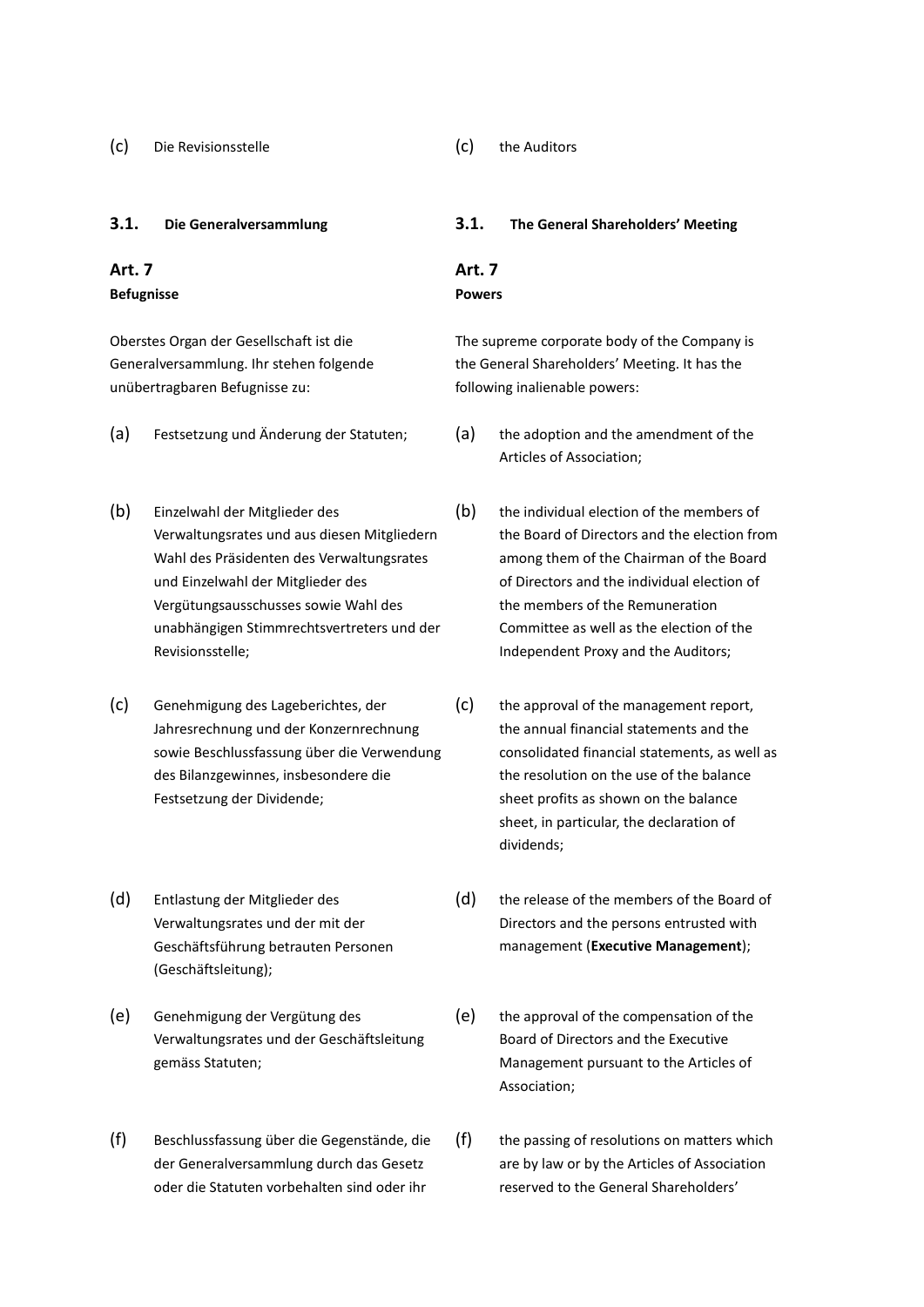(c) Die Revisionsstelle

(c) the Auditors

### 3.1. Die Generalversammlung

### 3.1. The General Shareholders' Meeting

**Art. 7**
**Befugnisse**

**Art. 7**
**Powers**

Oberstes Organ der Gesellschaft ist die Generalversammlung. Ihr stehen folgende unübertragbaren Befugnisse zu:

(a) Festsetzung und Änderung der Statuten;

(b) Einzelwahl der Mitglieder des Verwaltungsrates und aus diesen Mitgliedern Wahl des Präsidenten des Verwaltungsrates und Einzelwahl der Mitglieder des Vergütungsausschusses sowie Wahl des unabhängigen Stimmrechtsvertreters und der Revisionsstelle;

(c) Genehmigung des Lageberichtes, der Jahresrechnung und der Konzernrechnung sowie Beschlussfassung über die Verwendung des Bilanzgewinnes, insbesondere die Festsetzung der Dividende;

(d) Entlastung der Mitglieder des Verwaltungsrates und der mit der Geschäftsführung betrauten Personen (Geschäftsleitung);

(e) Genehmigung der Vergütung des Verwaltungsrates und der Geschäftsleitung gemäss Statuten;

(f) Beschlussfassung über die Gegenstände, die der Generalversammlung durch das Gesetz oder die Statuten vorbehalten sind oder ihr

The supreme corporate body of the Company is the General Shareholders' Meeting. It has the following inalienable powers:

(a) the adoption and the amendment of the Articles of Association;

(b) the individual election of the members of the Board of Directors and the election from among them of the Chairman of the Board of Directors and the individual election of the members of the Remuneration Committee as well as the election of the Independent Proxy and the Auditors;

(c) the approval of the management report, the annual financial statements and the consolidated financial statements, as well as the resolution on the use of the balance sheet profits as shown on the balance sheet, in particular, the declaration of dividends;

(d) the release of the members of the Board of Directors and the persons entrusted with management (**Executive Management**);

(e) the approval of the compensation of the Board of Directors and the Executive Management pursuant to the Articles of Association;

(f) the passing of resolutions on matters which are by law or by the Articles of Association reserved to the General Shareholders'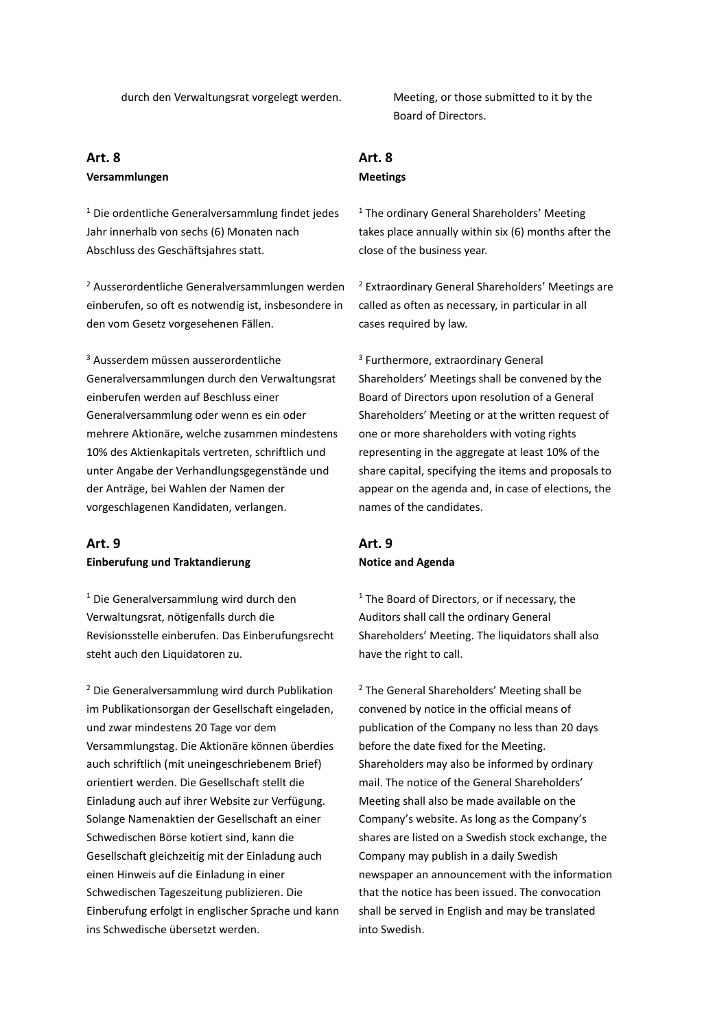durch den Verwaltungsrat vorgelegt werden.

Meeting, or those submitted to it by the Board of Directors.

## Art. 8
**Versammlungen**

[1] Die ordentliche Generalversammlung findet jedes Jahr innerhalb von sechs (6) Monaten nach Abschluss des Geschäftsjahres statt.

[2] Ausserordentliche Generalversammlungen werden einberufen, so oft es notwendig ist, insbesondere in den vom Gesetz vorgesehenen Fällen.

[3] Ausserdem müssen ausserordentliche Generalversammlungen durch den Verwaltungsrat einberufen werden auf Beschluss einer Generalversammlung oder wenn es ein oder mehrere Aktionäre, welche zusammen mindestens 10% des Aktienkapitals vertreten, schriftlich und unter Angabe der Verhandlungsgegenstände und der Anträge, bei Wahlen der Namen der vorgeschlagenen Kandidaten, verlangen.

## Art. 8
**Meetings**

[1] The ordinary General Shareholders' Meeting takes place annually within six (6) months after the close of the business year.

[2] Extraordinary General Shareholders' Meetings are called as often as necessary, in particular in all cases required by law.

[3] Furthermore, extraordinary General Shareholders' Meetings shall be convened by the Board of Directors upon resolution of a General Shareholders' Meeting or at the written request of one or more shareholders with voting rights representing in the aggregate at least 10% of the share capital, specifying the items and proposals to appear on the agenda and, in case of elections, the names of the candidates.

## Art. 9
**Einberufung und Traktandierung**

[1] Die Generalversammlung wird durch den Verwaltungsrat, nötigenfalls durch die Revisionsstelle einberufen. Das Einberufungsrecht steht auch den Liquidatoren zu.

[2] Die Generalversammlung wird durch Publikation im Publikationsorgan der Gesellschaft eingeladen, und zwar mindestens 20 Tage vor dem Versammlungstag. Die Aktionäre können überdies auch schriftlich (mit uneingeschriebenem Brief) orientiert werden. Die Gesellschaft stellt die Einladung auch auf ihrer Website zur Verfügung. Solange Namenaktien der Gesellschaft an einer Schwedischen Börse kotiert sind, kann die Gesellschaft gleichzeitig mit der Einladung auch einen Hinweis auf die Einladung in einer Schwedischen Tageszeitung publizieren. Die Einberufung erfolgt in englischer Sprache und kann ins Schwedische übersetzt werden.

## Art. 9
**Notice and Agenda**

[1] The Board of Directors, or if necessary, the Auditors shall call the ordinary General Shareholders' Meeting. The liquidators shall also have the right to call.

[2] The General Shareholders' Meeting shall be convened by notice in the official means of publication of the Company no less than 20 days before the date fixed for the Meeting. Shareholders may also be informed by ordinary mail. The notice of the General Shareholders' Meeting shall also be made available on the Company's website. As long as the Company's shares are listed on a Swedish stock exchange, the Company may publish in a daily Swedish newspaper an announcement with the information that the notice has been issued. The convocation shall be served in English and may be translated into Swedish.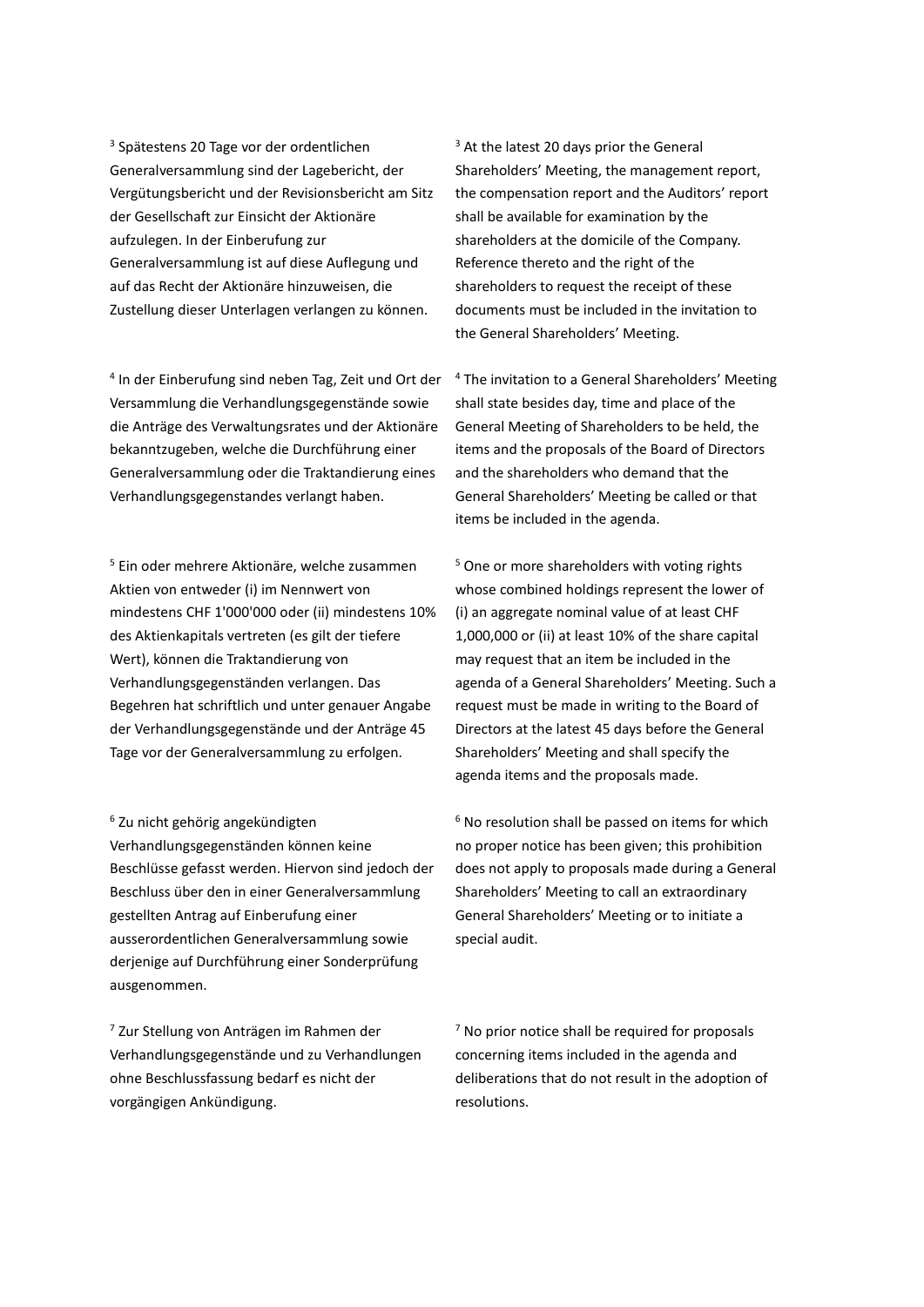[3] Spätestens 20 Tage vor der ordentlichen Generalversammlung sind der Lagebericht, der Vergütungsbericht und der Revisionsbericht am Sitz der Gesellschaft zur Einsicht der Aktionäre aufzulegen. In der Einberufung zur Generalversammlung ist auf diese Auflegung und auf das Recht der Aktionäre hinzuweisen, die Zustellung dieser Unterlagen verlangen zu können.

[3] At the latest 20 days prior the General Shareholders' Meeting, the management report, the compensation report and the Auditors' report shall be available for examination by the shareholders at the domicile of the Company. Reference thereto and the right of the shareholders to request the receipt of these documents must be included in the invitation to the General Shareholders' Meeting.

[4] In der Einberufung sind neben Tag, Zeit und Ort der Versammlung die Verhandlungsgegenstände sowie die Anträge des Verwaltungsrates und der Aktionäre bekanntzugeben, welche die Durchführung einer Generalversammlung oder die Traktandierung eines Verhandlungsgegenstandes verlangt haben.

[4] The invitation to a General Shareholders' Meeting shall state besides day, time and place of the General Meeting of Shareholders to be held, the items and the proposals of the Board of Directors and the shareholders who demand that the General Shareholders' Meeting be called or that items be included in the agenda.

[5] Ein oder mehrere Aktionäre, welche zusammen Aktien von entweder (i) im Nennwert von mindestens CHF 1'000'000 oder (ii) mindestens 10% des Aktienkapitals vertreten (es gilt der tiefere Wert), können die Traktandierung von Verhandlungsgegenständen verlangen. Das Begehren hat schriftlich und unter genauer Angabe der Verhandlungsgegenstände und der Anträge 45 Tage vor der Generalversammlung zu erfolgen.

[5] One or more shareholders with voting rights whose combined holdings represent the lower of (i) an aggregate nominal value of at least CHF 1,000,000 or (ii) at least 10% of the share capital may request that an item be included in the agenda of a General Shareholders' Meeting. Such a request must be made in writing to the Board of Directors at the latest 45 days before the General Shareholders' Meeting and shall specify the agenda items and the proposals made.

[6] Zu nicht gehörig angekündigten Verhandlungsgegenständen können keine Beschlüsse gefasst werden. Hiervon sind jedoch der Beschluss über den in einer Generalversammlung gestellten Antrag auf Einberufung einer ausserordentlichen Generalversammlung sowie derjenige auf Durchführung einer Sonderprüfung ausgenommen.

[6] No resolution shall be passed on items for which no proper notice has been given; this prohibition does not apply to proposals made during a General Shareholders' Meeting to call an extraordinary General Shareholders' Meeting or to initiate a special audit.

[7] Zur Stellung von Anträgen im Rahmen der Verhandlungsgegenstände und zu Verhandlungen ohne Beschlussfassung bedarf es nicht der vorgängigen Ankündigung.

[7] No prior notice shall be required for proposals concerning items included in the agenda and deliberations that do not result in the adoption of resolutions.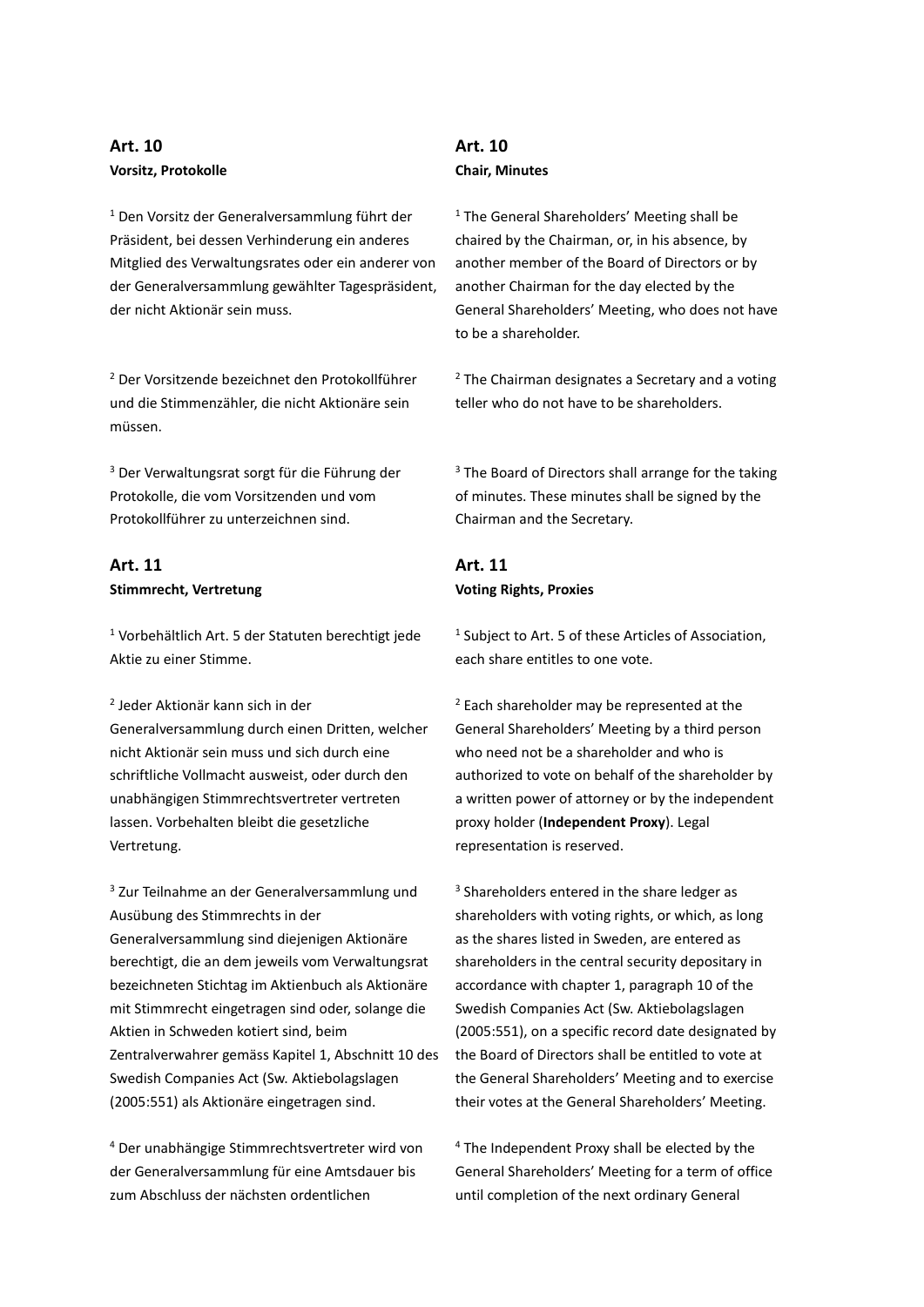## Art. 10

**Vorsitz, Protokolle**

[1] Den Vorsitz der Generalversammlung führt der Präsident, bei dessen Verhinderung ein anderes Mitglied des Verwaltungsrates oder ein anderer von der Generalversammlung gewählter Tagespräsident, der nicht Aktionär sein muss.

[2] Der Vorsitzende bezeichnet den Protokollführer und die Stimmenzähler, die nicht Aktionäre sein müssen.

[3] Der Verwaltungsrat sorgt für die Führung der Protokolle, die vom Vorsitzenden und vom Protokollführer zu unterzeichnen sind.

## Art. 11

**Stimmrecht, Vertretung**

[1] Vorbehältlich Art. 5 der Statuten berechtigt jede Aktie zu einer Stimme.

[2] Jeder Aktionär kann sich in der Generalversammlung durch einen Dritten, welcher nicht Aktionär sein muss und sich durch eine schriftliche Vollmacht ausweist, oder durch den unabhängigen Stimmrechtsvertreter vertreten lassen. Vorbehalten bleibt die gesetzliche Vertretung.

[3] Zur Teilnahme an der Generalversammlung und Ausübung des Stimmrechts in der Generalversammlung sind diejenigen Aktionäre berechtigt, die an dem jeweils vom Verwaltungsrat bezeichneten Stichtag im Aktienbuch als Aktionäre mit Stimmrecht eingetragen sind oder, solange die Aktien in Schweden kotiert sind, beim Zentralverwahrer gemäss Kapitel 1, Abschnitt 10 des Swedish Companies Act (Sw. Aktiebolagslagen (2005:551) als Aktionäre eingetragen sind.

[4] Der unabhängige Stimmrechtsvertreter wird von der Generalversammlung für eine Amtsdauer bis zum Abschluss der nächsten ordentlichen

## Art. 10

**Chair, Minutes**

[1] The General Shareholders' Meeting shall be chaired by the Chairman, or, in his absence, by another member of the Board of Directors or by another Chairman for the day elected by the General Shareholders' Meeting, who does not have to be a shareholder.

[2] The Chairman designates a Secretary and a voting teller who do not have to be shareholders.

[3] The Board of Directors shall arrange for the taking of minutes. These minutes shall be signed by the Chairman and the Secretary.

## Art. 11

**Voting Rights, Proxies**

[1] Subject to Art. 5 of these Articles of Association, each share entitles to one vote.

[2] Each shareholder may be represented at the General Shareholders' Meeting by a third person who need not be a shareholder and who is authorized to vote on behalf of the shareholder by a written power of attorney or by the independent proxy holder (**Independent Proxy**). Legal representation is reserved.

[3] Shareholders entered in the share ledger as shareholders with voting rights, or which, as long as the shares listed in Sweden, are entered as shareholders in the central security depositary in accordance with chapter 1, paragraph 10 of the Swedish Companies Act (Sw. Aktiebolagslagen (2005:551), on a specific record date designated by the Board of Directors shall be entitled to vote at the General Shareholders' Meeting and to exercise their votes at the General Shareholders' Meeting.

[4] The Independent Proxy shall be elected by the General Shareholders' Meeting for a term of office until completion of the next ordinary General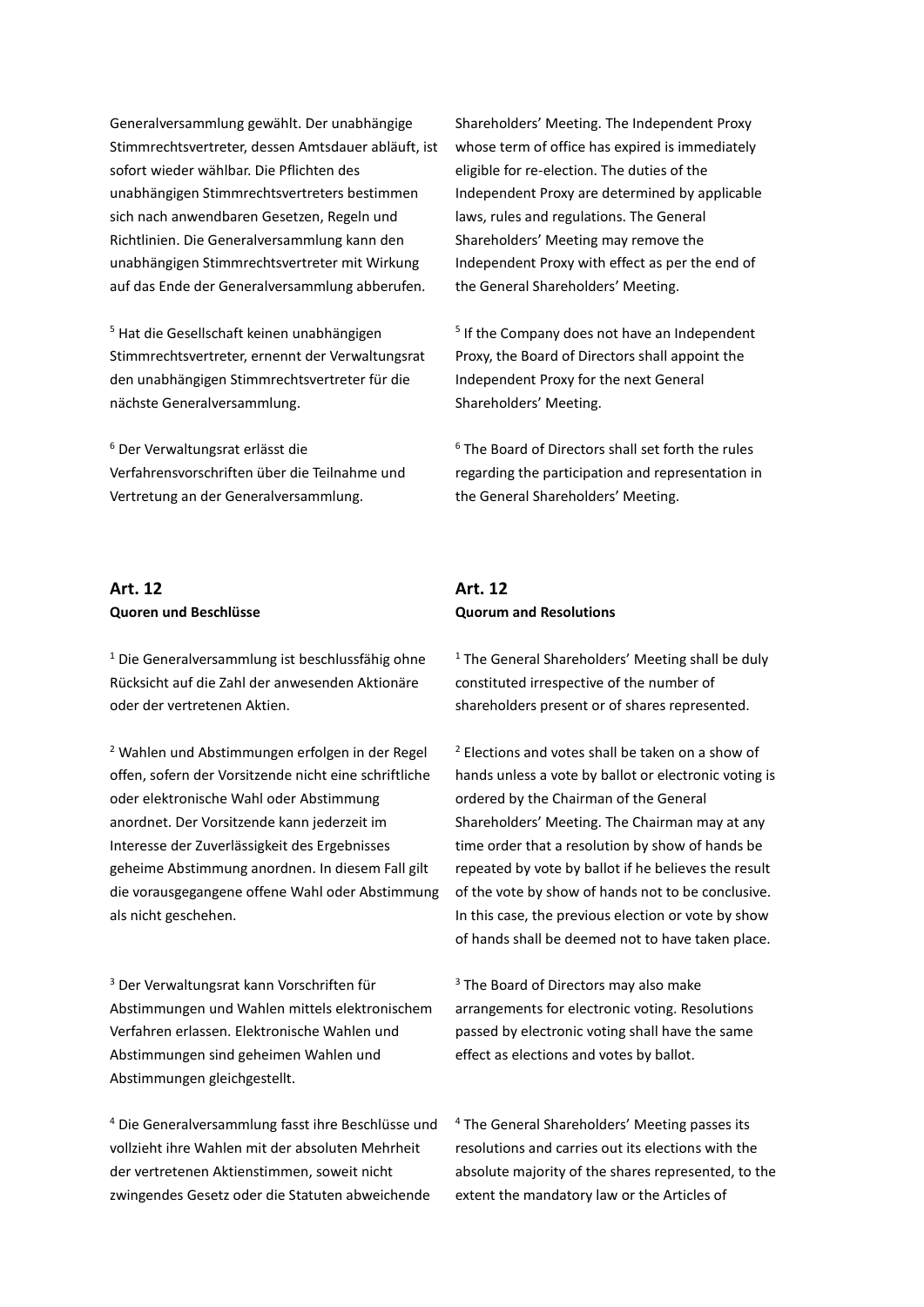Generalversammlung gewählt. Der unabhängige Stimmrechtsvertreter, dessen Amtsdauer abläuft, ist sofort wieder wählbar. Die Pflichten des unabhängigen Stimmrechtsvertreters bestimmen sich nach anwendbaren Gesetzen, Regeln und Richtlinien. Die Generalversammlung kann den unabhängigen Stimmrechtsvertreter mit Wirkung auf das Ende der Generalversammlung abberufen.

[5] Hat die Gesellschaft keinen unabhängigen Stimmrechtsvertreter, ernennt der Verwaltungsrat den unabhängigen Stimmrechtsvertreter für die nächste Generalversammlung.

[6] Der Verwaltungsrat erlässt die Verfahrensvorschriften über die Teilnahme und Vertretung an der Generalversammlung.

Shareholders' Meeting. The Independent Proxy whose term of office has expired is immediately eligible for re-election. The duties of the Independent Proxy are determined by applicable laws, rules and regulations. The General Shareholders' Meeting may remove the Independent Proxy with effect as per the end of the General Shareholders' Meeting.

[5] If the Company does not have an Independent Proxy, the Board of Directors shall appoint the Independent Proxy for the next General Shareholders' Meeting.

[6] The Board of Directors shall set forth the rules regarding the participation and representation in the General Shareholders' Meeting.

## Art. 12
**Quoren und Beschlüsse**

[1] Die Generalversammlung ist beschlussfähig ohne Rücksicht auf die Zahl der anwesenden Aktionäre oder der vertretenen Aktien.

[2] Wahlen und Abstimmungen erfolgen in der Regel offen, sofern der Vorsitzende nicht eine schriftliche oder elektronische Wahl oder Abstimmung anordnet. Der Vorsitzende kann jederzeit im Interesse der Zuverlässigkeit des Ergebnisses geheime Abstimmung anordnen. In diesem Fall gilt die vorausgegangene offene Wahl oder Abstimmung als nicht geschehen.

[3] Der Verwaltungsrat kann Vorschriften für Abstimmungen und Wahlen mittels elektronischem Verfahren erlassen. Elektronische Wahlen und Abstimmungen sind geheimen Wahlen und Abstimmungen gleichgestellt.

[4] Die Generalversammlung fasst ihre Beschlüsse und vollzieht ihre Wahlen mit der absoluten Mehrheit der vertretenen Aktienstimmen, soweit nicht zwingendes Gesetz oder die Statuten abweichende

## Art. 12
**Quorum and Resolutions**

[1] The General Shareholders' Meeting shall be duly constituted irrespective of the number of shareholders present or of shares represented.

[2] Elections and votes shall be taken on a show of hands unless a vote by ballot or electronic voting is ordered by the Chairman of the General Shareholders' Meeting. The Chairman may at any time order that a resolution by show of hands be repeated by vote by ballot if he believes the result of the vote by show of hands not to be conclusive. In this case, the previous election or vote by show of hands shall be deemed not to have taken place.

[3] The Board of Directors may also make arrangements for electronic voting. Resolutions passed by electronic voting shall have the same effect as elections and votes by ballot.

[4] The General Shareholders' Meeting passes its resolutions and carries out its elections with the absolute majority of the shares represented, to the extent the mandatory law or the Articles of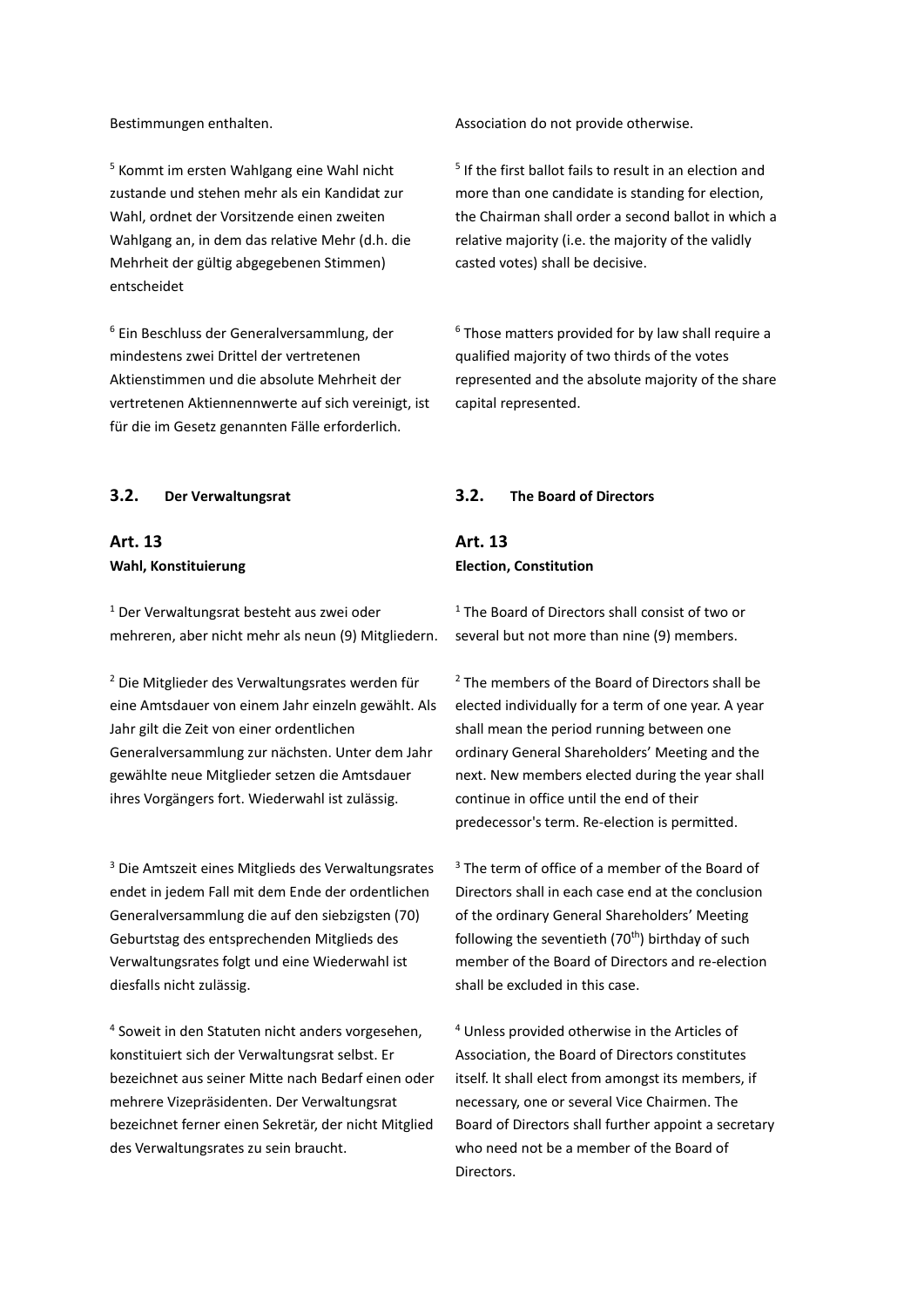Bestimmungen enthalten.

Association do not provide otherwise.

[5] Kommt im ersten Wahlgang eine Wahl nicht zustande und stehen mehr als ein Kandidat zur Wahl, ordnet der Vorsitzende einen zweiten Wahlgang an, in dem das relative Mehr (d.h. die Mehrheit der gültig abgegebenen Stimmen) entscheidet

[5] If the first ballot fails to result in an election and more than one candidate is standing for election, the Chairman shall order a second ballot in which a relative majority (i.e. the majority of the validly casted votes) shall be decisive.

[6] Ein Beschluss der Generalversammlung, der mindestens zwei Drittel der vertretenen Aktienstimmen und die absolute Mehrheit der vertretenen Aktiennennwerte auf sich vereinigt, ist für die im Gesetz genannten Fälle erforderlich.

[6] Those matters provided for by law shall require a qualified majority of two thirds of the votes represented and the absolute majority of the share capital represented.

## 3.2. Der Verwaltungsrat

## 3.2. The Board of Directors

### Art. 13
**Wahl, Konstituierung**

### Art. 13
**Election, Constitution**

[1] Der Verwaltungsrat besteht aus zwei oder mehreren, aber nicht mehr als neun (9) Mitgliedern.

[1] The Board of Directors shall consist of two or several but not more than nine (9) members.

[2] Die Mitglieder des Verwaltungsrates werden für eine Amtsdauer von einem Jahr einzeln gewählt. Als Jahr gilt die Zeit von einer ordentlichen Generalversammlung zur nächsten. Unter dem Jahr gewählte neue Mitglieder setzen die Amtsdauer ihres Vorgängers fort. Wiederwahl ist zulässig.

[2] The members of the Board of Directors shall be elected individually for a term of one year. A year shall mean the period running between one ordinary General Shareholders' Meeting and the next. New members elected during the year shall continue in office until the end of their predecessor's term. Re-election is permitted.

[3] Die Amtszeit eines Mitglieds des Verwaltungsrates endet in jedem Fall mit dem Ende der ordentlichen Generalversammlung die auf den siebzigsten (70) Geburtstag des entsprechenden Mitglieds des Verwaltungsrates folgt und eine Wiederwahl ist diesfalls nicht zulässig.

[3] The term of office of a member of the Board of Directors shall in each case end at the conclusion of the ordinary General Shareholders' Meeting following the seventieth (70th) birthday of such member of the Board of Directors and re-election shall be excluded in this case.

[4] Soweit in den Statuten nicht anders vorgesehen, konstituiert sich der Verwaltungsrat selbst. Er bezeichnet aus seiner Mitte nach Bedarf einen oder mehrere Vizepräsidenten. Der Verwaltungsrat bezeichnet ferner einen Sekretär, der nicht Mitglied des Verwaltungsrates zu sein braucht.

[4] Unless provided otherwise in the Articles of Association, the Board of Directors constitutes itself. It shall elect from amongst its members, if necessary, one or several Vice Chairmen. The Board of Directors shall further appoint a secretary who need not be a member of the Board of Directors.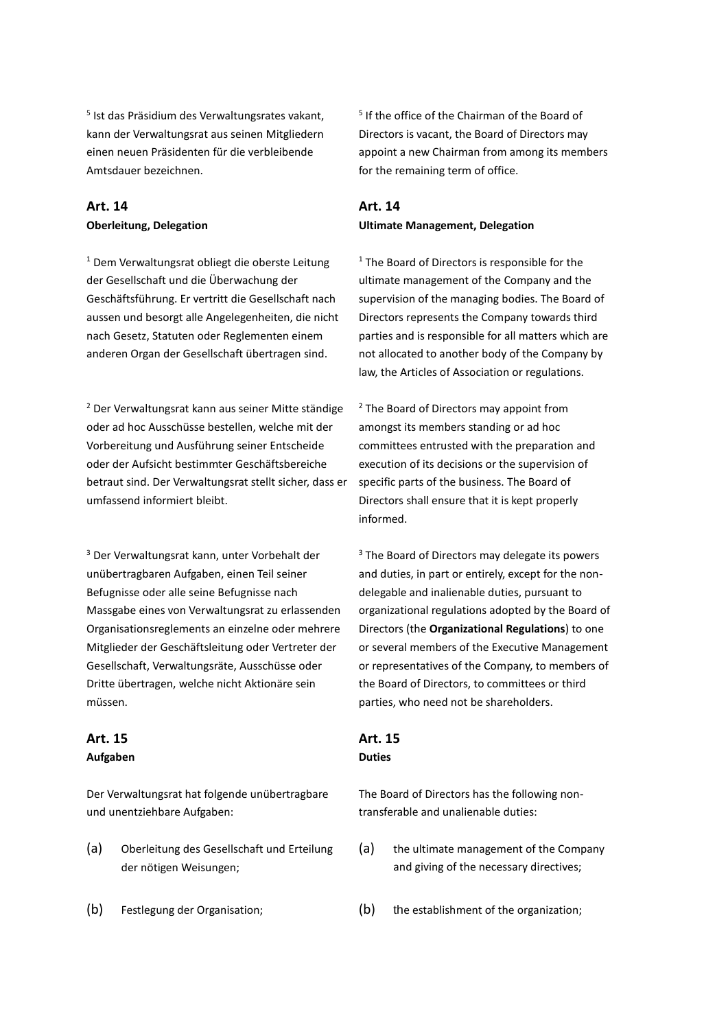[5] Ist das Präsidium des Verwaltungsrates vakant, kann der Verwaltungsrat aus seinen Mitgliedern einen neuen Präsidenten für die verbleibende Amtsdauer bezeichnen.

[5] If the office of the Chairman of the Board of Directors is vacant, the Board of Directors may appoint a new Chairman from among its members for the remaining term of office.

## Art. 14

**Oberleitung, Delegation**

## Art. 14

**Ultimate Management, Delegation**

[1] Dem Verwaltungsrat obliegt die oberste Leitung der Gesellschaft und die Überwachung der Geschäftsführung. Er vertritt die Gesellschaft nach aussen und besorgt alle Angelegenheiten, die nicht nach Gesetz, Statuten oder Reglementen einem anderen Organ der Gesellschaft übertragen sind.

[1] The Board of Directors is responsible for the ultimate management of the Company and the supervision of the managing bodies. The Board of Directors represents the Company towards third parties and is responsible for all matters which are not allocated to another body of the Company by law, the Articles of Association or regulations.

[2] Der Verwaltungsrat kann aus seiner Mitte ständige oder ad hoc Ausschüsse bestellen, welche mit der Vorbereitung und Ausführung seiner Entscheide oder der Aufsicht bestimmter Geschäftsbereiche betraut sind. Der Verwaltungsrat stellt sicher, dass er umfassend informiert bleibt.

[2] The Board of Directors may appoint from amongst its members standing or ad hoc committees entrusted with the preparation and execution of its decisions or the supervision of specific parts of the business. The Board of Directors shall ensure that it is kept properly informed.

[3] Der Verwaltungsrat kann, unter Vorbehalt der unübertragbaren Aufgaben, einen Teil seiner Befugnisse oder alle seine Befugnisse nach Massgabe eines von Verwaltungsrat zu erlassenden Organisationsreglements an einzelne oder mehrere Mitglieder der Geschäftsleitung oder Vertreter der Gesellschaft, Verwaltungsräte, Ausschüsse oder Dritte übertragen, welche nicht Aktionäre sein müssen.

[3] The Board of Directors may delegate its powers and duties, in part or entirely, except for the non-delegable and inalienable duties, pursuant to organizational regulations adopted by the Board of Directors (the **Organizational Regulations**) to one or several members of the Executive Management or representatives of the Company, to members of the Board of Directors, to committees or third parties, who need not be shareholders.

## Art. 15

**Aufgaben**

## Art. 15

**Duties**

Der Verwaltungsrat hat folgende unübertragbare und unentziehbare Aufgaben:

(a) Oberleitung des Gesellschaft und Erteilung der nötigen Weisungen;

(b) Festlegung der Organisation;

The Board of Directors has the following non-transferable and unalienable duties:

(a) the ultimate management of the Company and giving of the necessary directives;

(b) the establishment of the organization;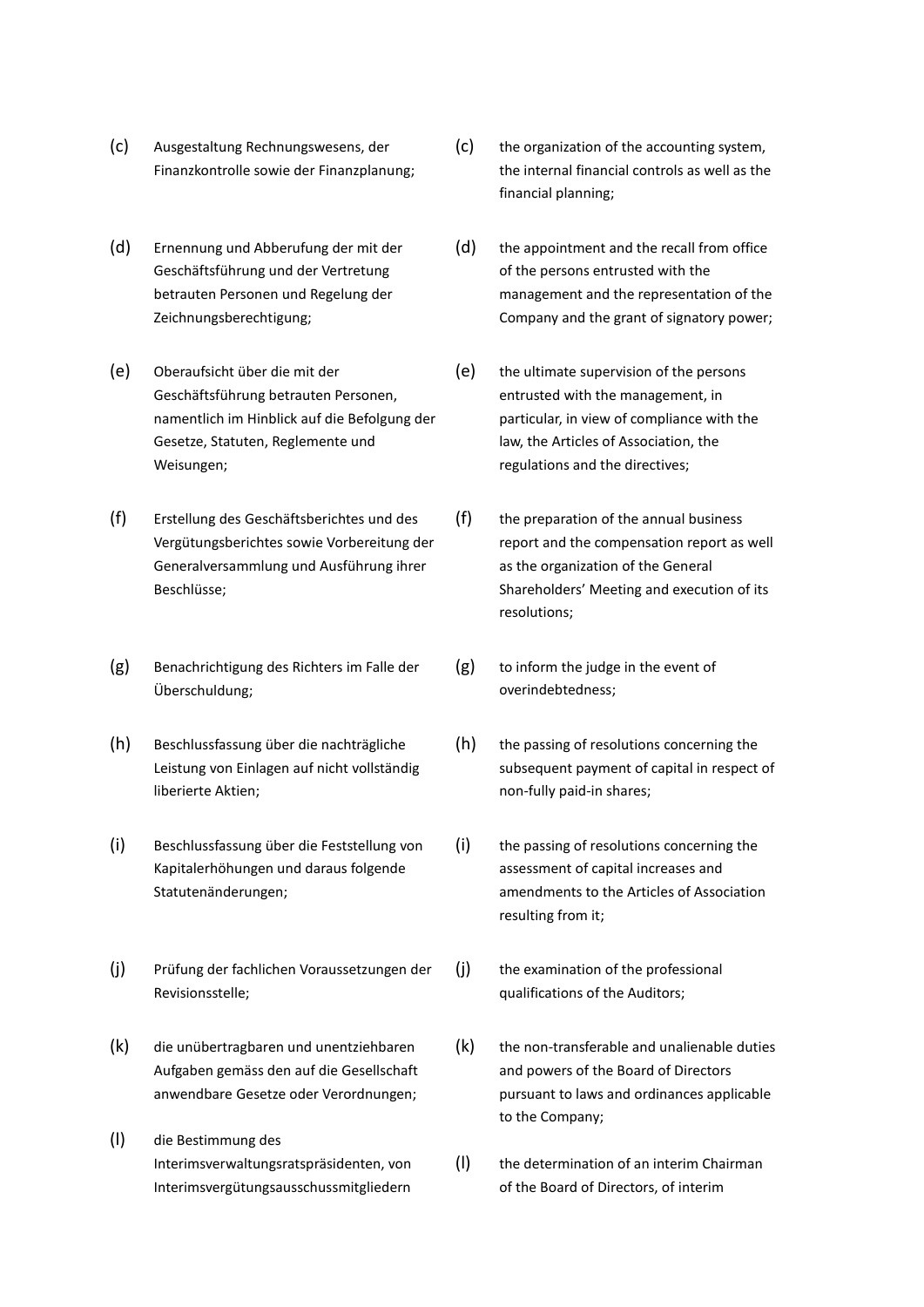(c) Ausgestaltung Rechnungswesens, der Finanzkontrolle sowie der Finanzplanung;

(d) Ernennung und Abberufung der mit der Geschäftsführung und der Vertretung betrauten Personen und Regelung der Zeichnungsberechtigung;

(e) Oberaufsicht über die mit der Geschäftsführung betrauten Personen, namentlich im Hinblick auf die Befolgung der Gesetze, Statuten, Reglemente und Weisungen;

(f) Erstellung des Geschäftsberichtes und des Vergütungsberichtes sowie Vorbereitung der Generalversammlung und Ausführung ihrer Beschlüsse;

(g) Benachrichtigung des Richters im Falle der Überschuldung;

(h) Beschlussfassung über die nachträgliche Leistung von Einlagen auf nicht vollständig liberierte Aktien;

(i) Beschlussfassung über die Feststellung von Kapitalerhöhungen und daraus folgende Statutenänderungen;

(j) Prüfung der fachlichen Voraussetzungen der Revisionsstelle;

(k) die unübertragbaren und unentziehbaren Aufgaben gemäss den auf die Gesellschaft anwendbare Gesetze oder Verordnungen;

(l) die Bestimmung des Interimsverwaltungsratspräsidenten, von Interimsvergütungsausschussmitgliedern

(c) the organization of the accounting system, the internal financial controls as well as the financial planning;

(d) the appointment and the recall from office of the persons entrusted with the management and the representation of the Company and the grant of signatory power;

(e) the ultimate supervision of the persons entrusted with the management, in particular, in view of compliance with the law, the Articles of Association, the regulations and the directives;

(f) the preparation of the annual business report and the compensation report as well as the organization of the General Shareholders' Meeting and execution of its resolutions;

(g) to inform the judge in the event of overindebtedness;

(h) the passing of resolutions concerning the subsequent payment of capital in respect of non-fully paid-in shares;

(i) the passing of resolutions concerning the assessment of capital increases and amendments to the Articles of Association resulting from it;

(j) the examination of the professional qualifications of the Auditors;

(k) the non-transferable and unalienable duties and powers of the Board of Directors pursuant to laws and ordinances applicable to the Company;

(l) the determination of an interim Chairman of the Board of Directors, of interim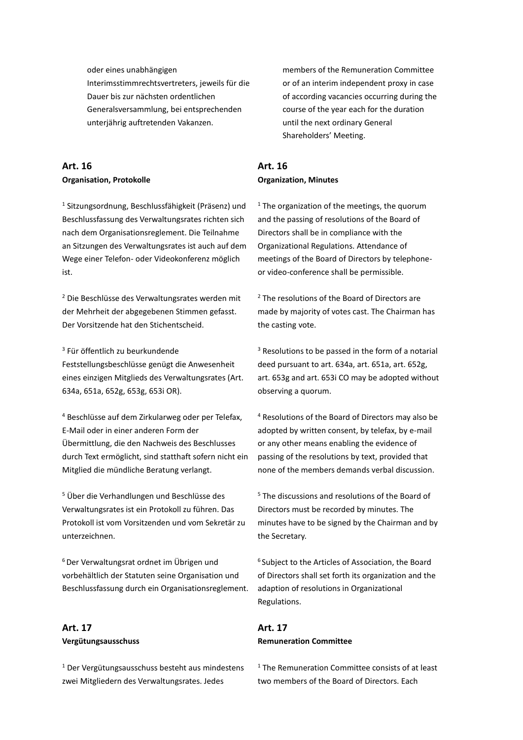oder eines unabhängigen Interimsstimmrechtsvertreters, jeweils für die Dauer bis zur nächsten ordentlichen Generalsversammlung, bei entsprechenden unterjährig auftretenden Vakanzen.

members of the Remuneration Committee or of an interim independent proxy in case of according vacancies occurring during the course of the year each for the duration until the next ordinary General Shareholders' Meeting.

## Art. 16

**Organisation, Protokolle**

[1] Sitzungsordnung, Beschlussfähigkeit (Präsenz) und Beschlussfassung des Verwaltungsrates richten sich nach dem Organisationsreglement. Die Teilnahme an Sitzungen des Verwaltungsrates ist auch auf dem Wege einer Telefon- oder Videokonferenz möglich ist.

[2] Die Beschlüsse des Verwaltungsrates werden mit der Mehrheit der abgegebenen Stimmen gefasst. Der Vorsitzende hat den Stichentscheid.

[3] Für öffentlich zu beurkundende Feststellungsbeschlüsse genügt die Anwesenheit eines einzigen Mitglieds des Verwaltungsrates (Art. 634a, 651a, 652g, 653g, 653i OR).

[4] Beschlüsse auf dem Zirkularweg oder per Telefax, E-Mail oder in einer anderen Form der Übermittlung, die den Nachweis des Beschlusses durch Text ermöglicht, sind statthaft sofern nicht ein Mitglied die mündliche Beratung verlangt.

[5] Über die Verhandlungen und Beschlüsse des Verwaltungsrates ist ein Protokoll zu führen. Das Protokoll ist vom Vorsitzenden und vom Sekretär zu unterzeichnen.

[6] Der Verwaltungsrat ordnet im Übrigen und vorbehältlich der Statuten seine Organisation und Beschlussfassung durch ein Organisationsreglement.

## Art. 16

**Organization, Minutes**

[1] The organization of the meetings, the quorum and the passing of resolutions of the Board of Directors shall be in compliance with the Organizational Regulations. Attendance of meetings of the Board of Directors by telephone- or video-conference shall be permissible.

[2] The resolutions of the Board of Directors are made by majority of votes cast. The Chairman has the casting vote.

[3] Resolutions to be passed in the form of a notarial deed pursuant to art. 634a, art. 651a, art. 652g, art. 653g and art. 653i CO may be adopted without observing a quorum.

[4] Resolutions of the Board of Directors may also be adopted by written consent, by telefax, by e-mail or any other means enabling the evidence of passing of the resolutions by text, provided that none of the members demands verbal discussion.

[5] The discussions and resolutions of the Board of Directors must be recorded by minutes. The minutes have to be signed by the Chairman and by the Secretary.

[6] Subject to the Articles of Association, the Board of Directors shall set forth its organization and the adaption of resolutions in Organizational Regulations.

## Art. 17

**Vergütungsausschuss**

[1] Der Vergütungsausschuss besteht aus mindestens zwei Mitgliedern des Verwaltungsrates. Jedes

## Art. 17

**Remuneration Committee**

[1] The Remuneration Committee consists of at least two members of the Board of Directors. Each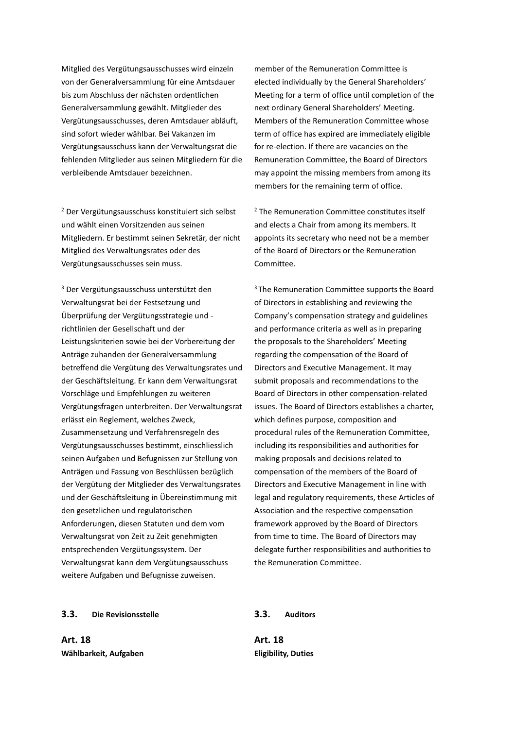Mitglied des Vergütungsausschusses wird einzeln von der Generalversammlung für eine Amtsdauer bis zum Abschluss der nächsten ordentlichen Generalversammlung gewählt. Mitglieder des Vergütungsausschusses, deren Amtsdauer abläuft, sind sofort wieder wählbar. Bei Vakanzen im Vergütungsausschuss kann der Verwaltungsrat die fehlenden Mitglieder aus seinen Mitgliedern für die verbleibende Amtsdauer bezeichnen.

member of the Remuneration Committee is elected individually by the General Shareholders' Meeting for a term of office until completion of the next ordinary General Shareholders' Meeting. Members of the Remuneration Committee whose term of office has expired are immediately eligible for re-election. If there are vacancies on the Remuneration Committee, the Board of Directors may appoint the missing members from among its members for the remaining term of office.

[2] Der Vergütungsausschuss konstituiert sich selbst und wählt einen Vorsitzenden aus seinen Mitgliedern. Er bestimmt seinen Sekretär, der nicht Mitglied des Verwaltungsrates oder des Vergütungsausschusses sein muss.

[2] The Remuneration Committee constitutes itself and elects a Chair from among its members. It appoints its secretary who need not be a member of the Board of Directors or the Remuneration Committee.

[3] Der Vergütungsausschuss unterstützt den Verwaltungsrat bei der Festsetzung und Überprüfung der Vergütungsstrategie und -richtlinien der Gesellschaft und der Leistungskriterien sowie bei der Vorbereitung der Anträge zuhanden der Generalversammlung betreffend die Vergütung des Verwaltungsrates und der Geschäftsleitung. Er kann dem Verwaltungsrat Vorschläge und Empfehlungen zu weiteren Vergütungsfragen unterbreiten. Der Verwaltungsrat erlässt ein Reglement, welches Zweck, Zusammensetzung und Verfahrensregeln des Vergütungsausschusses bestimmt, einschliesslich seinen Aufgaben und Befugnissen zur Stellung von Anträgen und Fassung von Beschlüssen bezüglich der Vergütung der Mitglieder des Verwaltungsrates und der Geschäftsleitung in Übereinstimmung mit den gesetzlichen und regulatorischen Anforderungen, diesen Statuten und dem vom Verwaltungsrat von Zeit zu Zeit genehmigten entsprechenden Vergütungssystem. Der Verwaltungsrat kann dem Vergütungsausschuss weitere Aufgaben und Befugnisse zuweisen.

[3] The Remuneration Committee supports the Board of Directors in establishing and reviewing the Company's compensation strategy and guidelines and performance criteria as well as in preparing the proposals to the Shareholders' Meeting regarding the compensation of the Board of Directors and Executive Management. It may submit proposals and recommendations to the Board of Directors in other compensation-related issues. The Board of Directors establishes a charter, which defines purpose, composition and procedural rules of the Remuneration Committee, including its responsibilities and authorities for making proposals and decisions related to compensation of the members of the Board of Directors and Executive Management in line with legal and regulatory requirements, these Articles of Association and the respective compensation framework approved by the Board of Directors from time to time. The Board of Directors may delegate further responsibilities and authorities to the Remuneration Committee.

### 3.3. Die Revisionsstelle

### 3.3. Auditors

**Art. 18**
**Wählbarkeit, Aufgaben**

**Art. 18**
**Eligibility, Duties**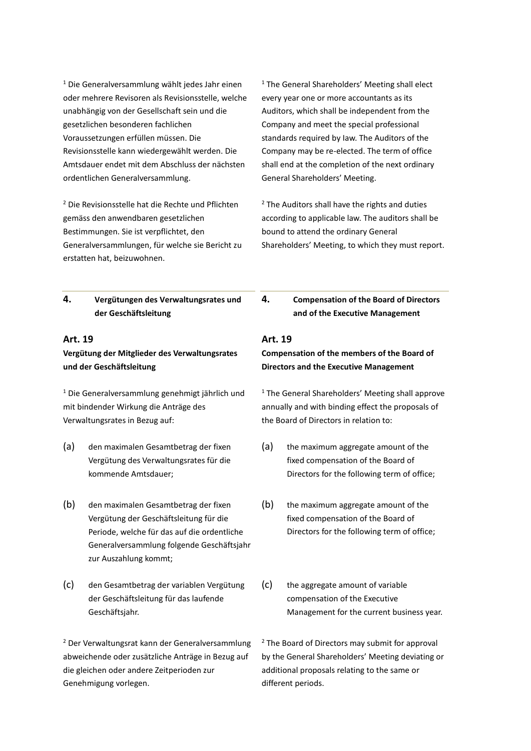[1] Die Generalversammlung wählt jedes Jahr einen oder mehrere Revisoren als Revisionsstelle, welche unabhängig von der Gesellschaft sein und die gesetzlichen besonderen fachlichen Voraussetzungen erfüllen müssen. Die Revisionsstelle kann wiedergewählt werden. Die Amtsdauer endet mit dem Abschluss der nächsten ordentlichen Generalversammlung.

[1] The General Shareholders' Meeting shall elect every year one or more accountants as its Auditors, which shall be independent from the Company and meet the special professional standards required by law. The Auditors of the Company may be re-elected. The term of office shall end at the completion of the next ordinary General Shareholders' Meeting.

[2] Die Revisionsstelle hat die Rechte und Pflichten gemäss den anwendbaren gesetzlichen Bestimmungen. Sie ist verpflichtet, den Generalversammlungen, für welche sie Bericht zu erstatten hat, beizuwohnen.

[2] The Auditors shall have the rights and duties according to applicable law. The auditors shall be bound to attend the ordinary General Shareholders' Meeting, to which they must report.

## 4. Vergütungen des Verwaltungsrates und der Geschäftsleitung

## 4. Compensation of the Board of Directors and of the Executive Management

### Art. 19

**Vergütung der Mitglieder des Verwaltungsrates und der Geschäftsleitung**

### Art. 19

**Compensation of the members of the Board of Directors and the Executive Management**

[1] Die Generalversammlung genehmigt jährlich und mit bindender Wirkung die Anträge des Verwaltungsrates in Bezug auf:

(a) den maximalen Gesamtbetrag der fixen Vergütung des Verwaltungsrates für die kommende Amtsdauer;

(b) den maximalen Gesamtbetrag der fixen Vergütung der Geschäftsleitung für die Periode, welche für das auf die ordentliche Generalversammlung folgende Geschäftsjahr zur Auszahlung kommt;

(c) den Gesamtbetrag der variablen Vergütung der Geschäftsleitung für das laufende Geschäftsjahr.

[1] The General Shareholders' Meeting shall approve annually and with binding effect the proposals of the Board of Directors in relation to:

(a) the maximum aggregate amount of the fixed compensation of the Board of Directors for the following term of office;

(b) the maximum aggregate amount of the fixed compensation of the Board of Directors for the following term of office;

(c) the aggregate amount of variable compensation of the Executive Management for the current business year.

[2] Der Verwaltungsrat kann der Generalversammlung abweichende oder zusätzliche Anträge in Bezug auf die gleichen oder andere Zeitperioden zur Genehmigung vorlegen.

[2] The Board of Directors may submit for approval by the General Shareholders' Meeting deviating or additional proposals relating to the same or different periods.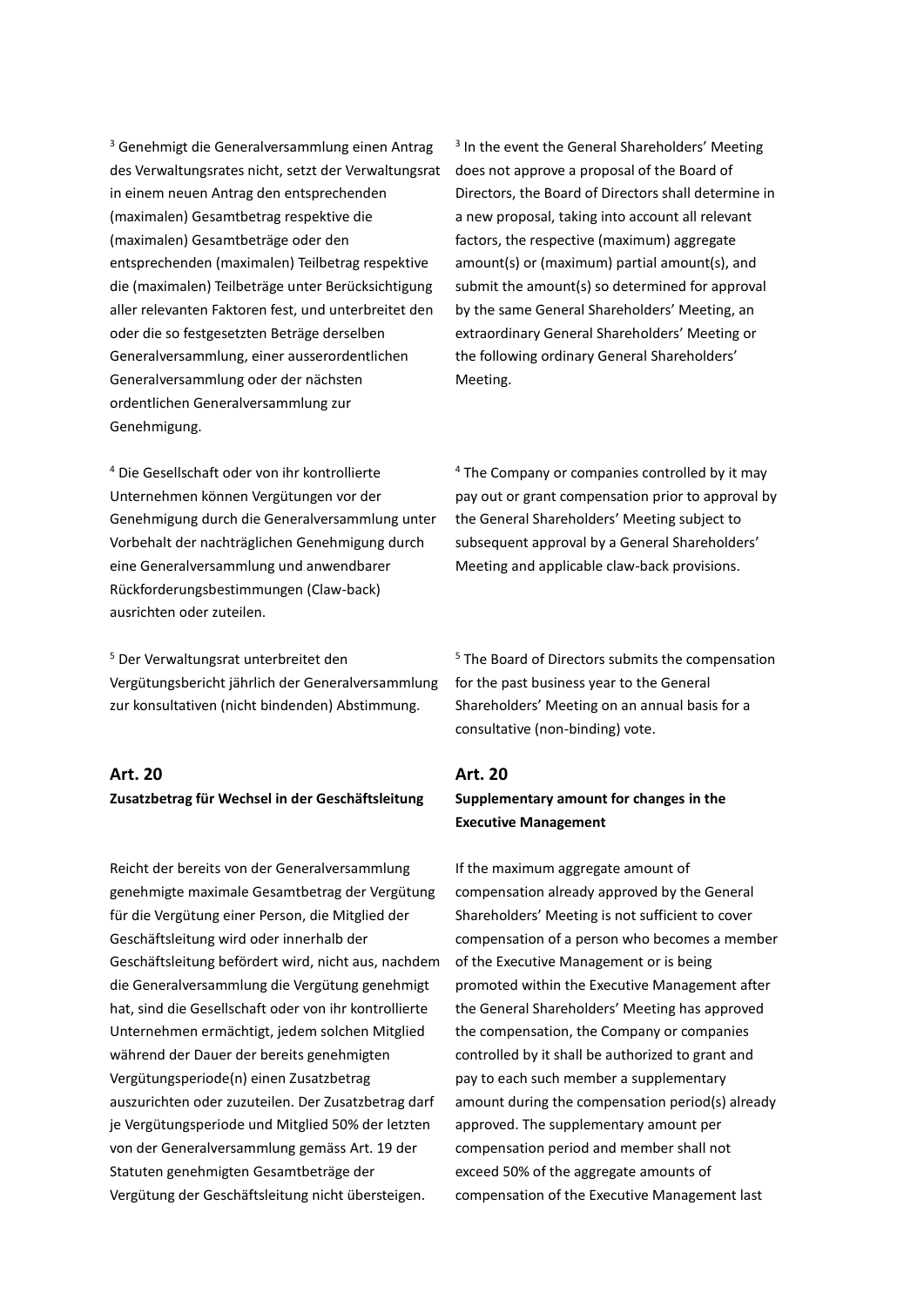[3] Genehmigt die Generalversammlung einen Antrag des Verwaltungsrates nicht, setzt der Verwaltungsrat in einem neuen Antrag den entsprechenden (maximalen) Gesamtbetrag respektive die (maximalen) Gesamtbeträge oder den entsprechenden (maximalen) Teilbetrag respektive die (maximalen) Teilbeträge unter Berücksichtigung aller relevanten Faktoren fest, und unterbreitet den oder die so festgesetzten Beträge derselben Generalversammlung, einer ausserordentlichen Generalversammlung oder der nächsten ordentlichen Generalversammlung zur Genehmigung.

[3] In the event the General Shareholders' Meeting does not approve a proposal of the Board of Directors, the Board of Directors shall determine in a new proposal, taking into account all relevant factors, the respective (maximum) aggregate amount(s) or (maximum) partial amount(s), and submit the amount(s) so determined for approval by the same General Shareholders' Meeting, an extraordinary General Shareholders' Meeting or the following ordinary General Shareholders' Meeting.

[4] Die Gesellschaft oder von ihr kontrollierte Unternehmen können Vergütungen vor der Genehmigung durch die Generalversammlung unter Vorbehalt der nachträglichen Genehmigung durch eine Generalversammlung und anwendbarer Rückforderungsbestimmungen (Claw-back) ausrichten oder zuteilen.

[4] The Company or companies controlled by it may pay out or grant compensation prior to approval by the General Shareholders' Meeting subject to subsequent approval by a General Shareholders' Meeting and applicable claw-back provisions.

[5] Der Verwaltungsrat unterbreitet den Vergütungsbericht jährlich der Generalversammlung zur konsultativen (nicht bindenden) Abstimmung.

[5] The Board of Directors submits the compensation for the past business year to the General Shareholders' Meeting on an annual basis for a consultative (non-binding) vote.

## Art. 20

**Zusatzbetrag für Wechsel in der Geschäftsleitung**

Reicht der bereits von der Generalversammlung genehmigte maximale Gesamtbetrag der Vergütung für die Vergütung einer Person, die Mitglied der Geschäftsleitung wird oder innerhalb der Geschäftsleitung befördert wird, nicht aus, nachdem die Generalversammlung die Vergütung genehmigt hat, sind die Gesellschaft oder von ihr kontrollierte Unternehmen ermächtigt, jedem solchen Mitglied während der Dauer der bereits genehmigten Vergütungsperiode(n) einen Zusatzbetrag auszurichten oder zuzuteilen. Der Zusatzbetrag darf je Vergütungsperiode und Mitglied 50% der letzten von der Generalversammlung gemäss Art. 19 der Statuten genehmigten Gesamtbeträge der Vergütung der Geschäftsleitung nicht übersteigen.

## Art. 20

**Supplementary amount for changes in the Executive Management**

If the maximum aggregate amount of compensation already approved by the General Shareholders' Meeting is not sufficient to cover compensation of a person who becomes a member of the Executive Management or is being promoted within the Executive Management after the General Shareholders' Meeting has approved the compensation, the Company or companies controlled by it shall be authorized to grant and pay to each such member a supplementary amount during the compensation period(s) already approved. The supplementary amount per compensation period and member shall not exceed 50% of the aggregate amounts of compensation of the Executive Management last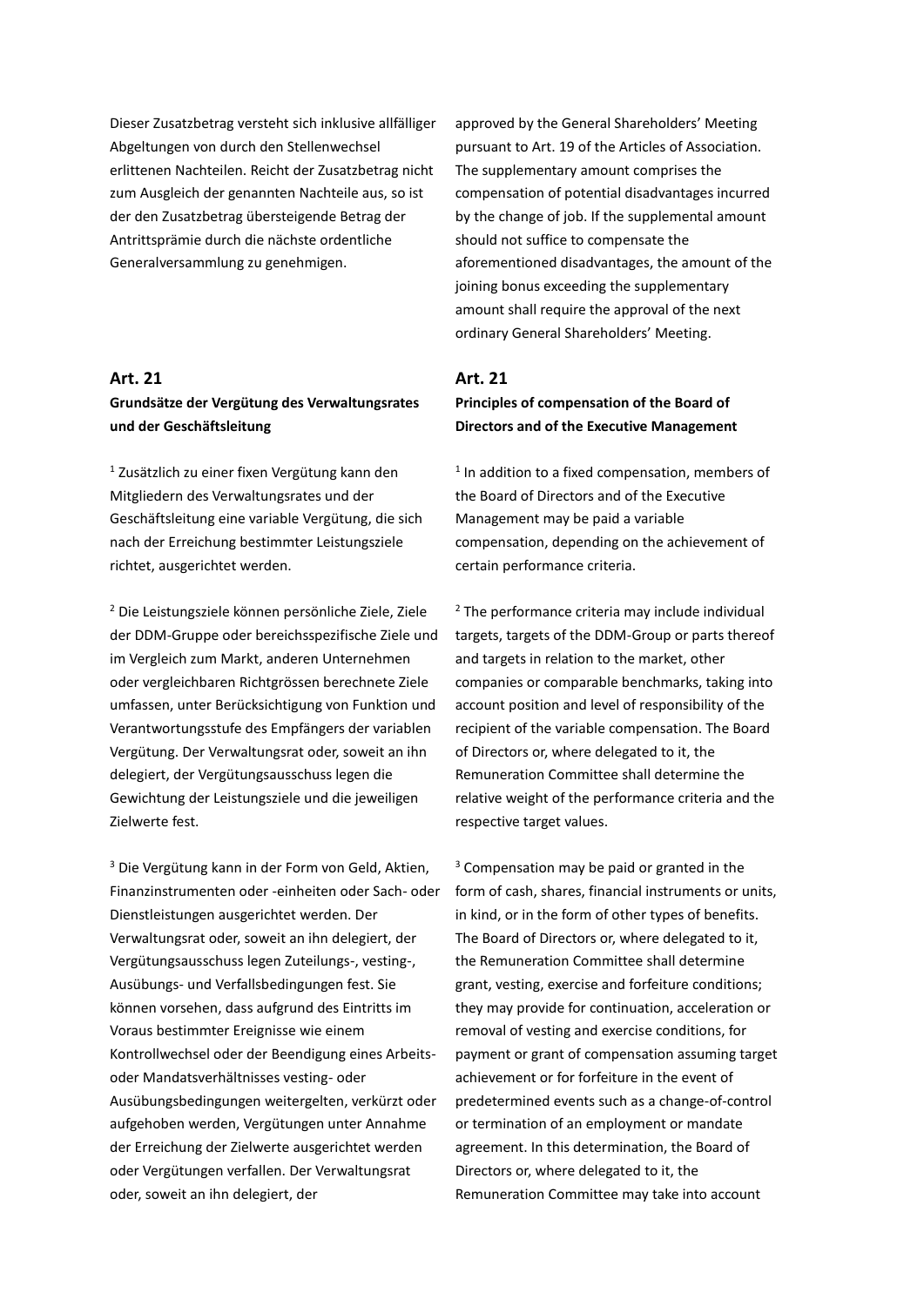Dieser Zusatzbetrag versteht sich inklusive allfälliger Abgeltungen von durch den Stellenwechsel erlittenen Nachteilen. Reicht der Zusatzbetrag nicht zum Ausgleich der genannten Nachteile aus, so ist der den Zusatzbetrag übersteigende Betrag der Antrittsprämie durch die nächste ordentliche Generalversammlung zu genehmigen.

approved by the General Shareholders' Meeting pursuant to Art. 19 of the Articles of Association. The supplementary amount comprises the compensation of potential disadvantages incurred by the change of job. If the supplemental amount should not suffice to compensate the aforementioned disadvantages, the amount of the joining bonus exceeding the supplementary amount shall require the approval of the next ordinary General Shareholders' Meeting.

## Art. 21

**Grundsätze der Vergütung des Verwaltungsrates und der Geschäftsleitung**

[1] Zusätzlich zu einer fixen Vergütung kann den Mitgliedern des Verwaltungsrates und der Geschäftsleitung eine variable Vergütung, die sich nach der Erreichung bestimmter Leistungsziele richtet, ausgerichtet werden.

[2] Die Leistungsziele können persönliche Ziele, Ziele der DDM-Gruppe oder bereichsspezifische Ziele und im Vergleich zum Markt, anderen Unternehmen oder vergleichbaren Richtgrössen berechnete Ziele umfassen, unter Berücksichtigung von Funktion und Verantwortungsstufe des Empfängers der variablen Vergütung. Der Verwaltungsrat oder, soweit an ihn delegiert, der Vergütungsausschuss legen die Gewichtung der Leistungsziele und die jeweiligen Zielwerte fest.

[3] Die Vergütung kann in der Form von Geld, Aktien, Finanzinstrumenten oder -einheiten oder Sach- oder Dienstleistungen ausgerichtet werden. Der Verwaltungsrat oder, soweit an ihn delegiert, der Vergütungsausschuss legen Zuteilungs-, vesting-, Ausübungs- und Verfallsbedingungen fest. Sie können vorsehen, dass aufgrund des Eintritts im Voraus bestimmter Ereignisse wie einem Kontrollwechsel oder der Beendigung eines Arbeits- oder Mandatsverhältnisses vesting- oder Ausübungsbedingungen weitergelten, verkürzt oder aufgehoben werden, Vergütungen unter Annahme der Erreichung der Zielwerte ausgerichtet werden oder Vergütungen verfallen. Der Verwaltungsrat oder, soweit an ihn delegiert, der

## Art. 21

**Principles of compensation of the Board of Directors and of the Executive Management**

[1] In addition to a fixed compensation, members of the Board of Directors and of the Executive Management may be paid a variable compensation, depending on the achievement of certain performance criteria.

[2] The performance criteria may include individual targets, targets of the DDM-Group or parts thereof and targets in relation to the market, other companies or comparable benchmarks, taking into account position and level of responsibility of the recipient of the variable compensation. The Board of Directors or, where delegated to it, the Remuneration Committee shall determine the relative weight of the performance criteria and the respective target values.

[3] Compensation may be paid or granted in the form of cash, shares, financial instruments or units, in kind, or in the form of other types of benefits. The Board of Directors or, where delegated to it, the Remuneration Committee shall determine grant, vesting, exercise and forfeiture conditions; they may provide for continuation, acceleration or removal of vesting and exercise conditions, for payment or grant of compensation assuming target achievement or for forfeiture in the event of predetermined events such as a change-of-control or termination of an employment or mandate agreement. In this determination, the Board of Directors or, where delegated to it, the Remuneration Committee may take into account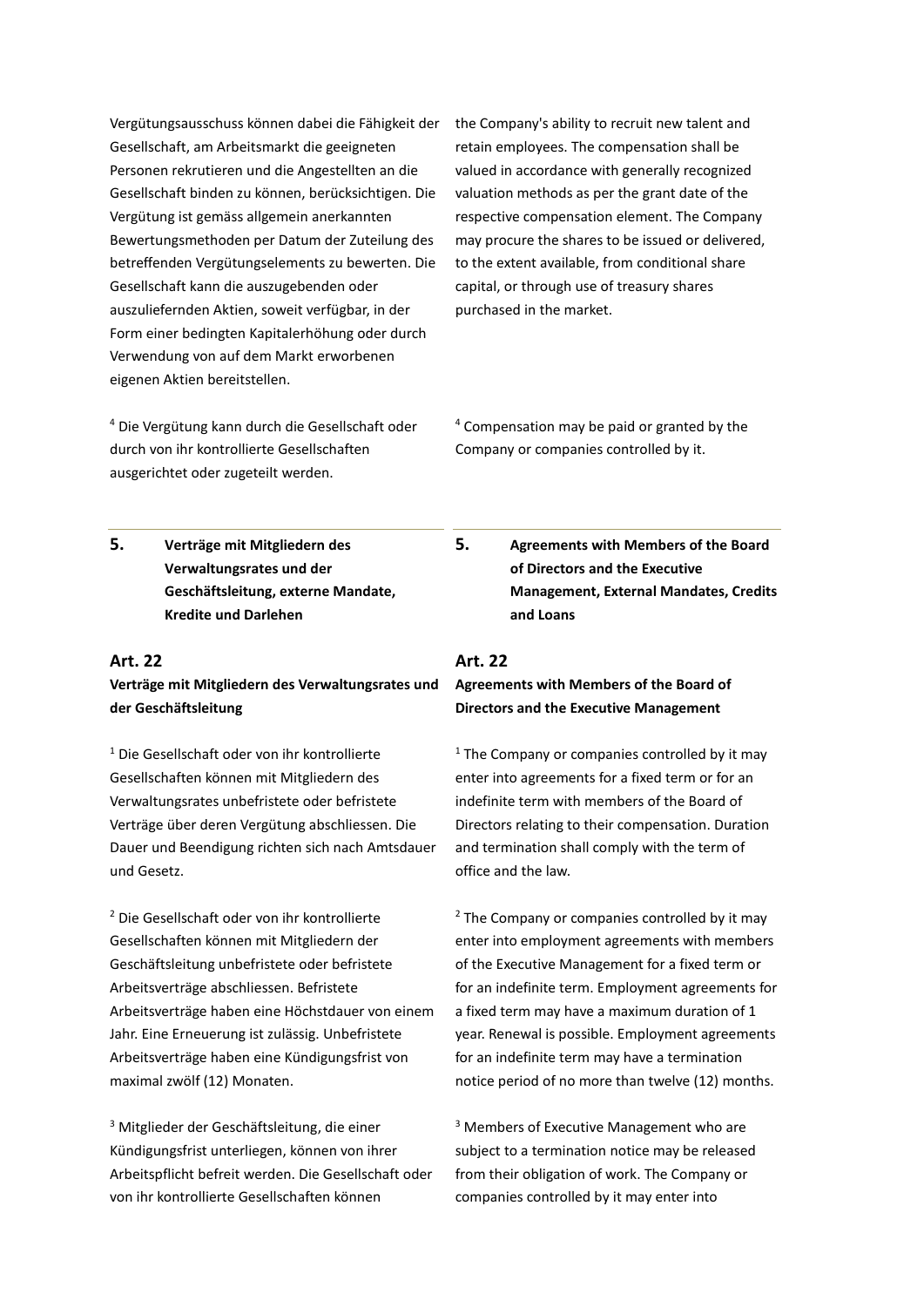Vergütungsausschuss können dabei die Fähigkeit der Gesellschaft, am Arbeitsmarkt die geeigneten Personen rekrutieren und die Angestellten an die Gesellschaft binden zu können, berücksichtigen. Die Vergütung ist gemäss allgemein anerkannten Bewertungsmethoden per Datum der Zuteilung des betreffenden Vergütungselements zu bewerten. Die Gesellschaft kann die auszugebenden oder auszuliefernden Aktien, soweit verfügbar, in der Form einer bedingten Kapitalerhöhung oder durch Verwendung von auf dem Markt erworbenen eigenen Aktien bereitstellen.

the Company's ability to recruit new talent and retain employees. The compensation shall be valued in accordance with generally recognized valuation methods as per the grant date of the respective compensation element. The Company may procure the shares to be issued or delivered, to the extent available, from conditional share capital, or through use of treasury shares purchased in the market.

[4] Die Vergütung kann durch die Gesellschaft oder durch von ihr kontrollierte Gesellschaften ausgerichtet oder zugeteilt werden.

[4] Compensation may be paid or granted by the Company or companies controlled by it.

## 5. Verträge mit Mitgliedern des Verwaltungsrates und der Geschäftsleitung, externe Mandate, Kredite und Darlehen

## 5. Agreements with Members of the Board of Directors and the Executive Management, External Mandates, Credits and Loans

### Art. 22
**Verträge mit Mitgliedern des Verwaltungsrates und der Geschäftsleitung**

### Art. 22
**Agreements with Members of the Board of Directors and the Executive Management**

[1] Die Gesellschaft oder von ihr kontrollierte Gesellschaften können mit Mitgliedern des Verwaltungsrates unbefristete oder befristete Verträge über deren Vergütung abschliessen. Die Dauer und Beendigung richten sich nach Amtsdauer und Gesetz.

[1] The Company or companies controlled by it may enter into agreements for a fixed term or for an indefinite term with members of the Board of Directors relating to their compensation. Duration and termination shall comply with the term of office and the law.

[2] Die Gesellschaft oder von ihr kontrollierte Gesellschaften können mit Mitgliedern der Geschäftsleitung unbefristete oder befristete Arbeitsverträge abschliessen. Befristete Arbeitsverträge haben eine Höchstdauer von einem Jahr. Eine Erneuerung ist zulässig. Unbefristete Arbeitsverträge haben eine Kündigungsfrist von maximal zwölf (12) Monaten.

[2] The Company or companies controlled by it may enter into employment agreements with members of the Executive Management for a fixed term or for an indefinite term. Employment agreements for a fixed term may have a maximum duration of 1 year. Renewal is possible. Employment agreements for an indefinite term may have a termination notice period of no more than twelve (12) months.

[3] Mitglieder der Geschäftsleitung, die einer Kündigungsfrist unterliegen, können von ihrer Arbeitspflicht befreit werden. Die Gesellschaft oder von ihr kontrollierte Gesellschaften können

[3] Members of Executive Management who are subject to a termination notice may be released from their obligation of work. The Company or companies controlled by it may enter into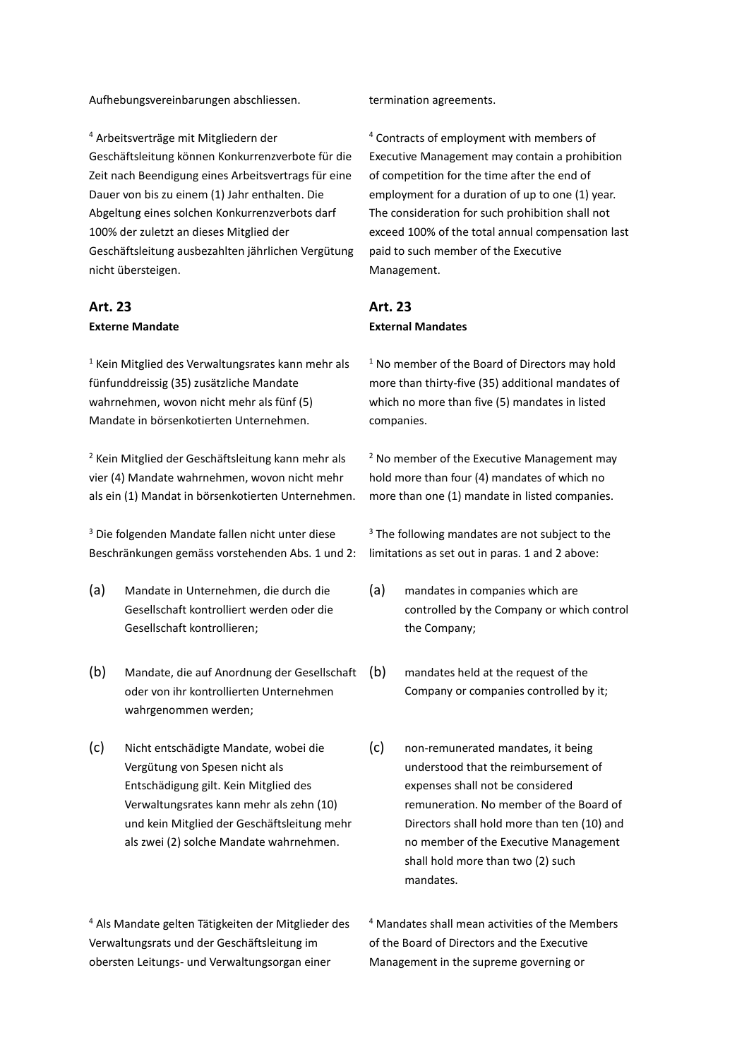Aufhebungsvereinbarungen abschliessen.

[4] Arbeitsverträge mit Mitgliedern der Geschäftsleitung können Konkurrenzverbote für die Zeit nach Beendigung eines Arbeitsvertrags für eine Dauer von bis zu einem (1) Jahr enthalten. Die Abgeltung eines solchen Konkurrenzverbots darf 100% der zuletzt an dieses Mitglied der Geschäftsleitung ausbezahlten jährlichen Vergütung nicht übersteigen.

## Art. 23

**Externe Mandate**

[1] Kein Mitglied des Verwaltungsrates kann mehr als fünfunddreissig (35) zusätzliche Mandate wahrnehmen, wovon nicht mehr als fünf (5) Mandate in börsenkotierten Unternehmen.

[2] Kein Mitglied der Geschäftsleitung kann mehr als vier (4) Mandate wahrnehmen, wovon nicht mehr als ein (1) Mandat in börsenkotierten Unternehmen.

[3] Die folgenden Mandate fallen nicht unter diese Beschränkungen gemäss vorstehenden Abs. 1 und 2:

(a) Mandate in Unternehmen, die durch die Gesellschaft kontrolliert werden oder die Gesellschaft kontrollieren;

(b) Mandate, die auf Anordnung der Gesellschaft oder von ihr kontrollierten Unternehmen wahrgenommen werden;

(c) Nicht entschädigte Mandate, wobei die Vergütung von Spesen nicht als Entschädigung gilt. Kein Mitglied des Verwaltungsrates kann mehr als zehn (10) und kein Mitglied der Geschäftsleitung mehr als zwei (2) solche Mandate wahrnehmen.

[4] Als Mandate gelten Tätigkeiten der Mitglieder des Verwaltungsrats und der Geschäftsleitung im obersten Leitungs- und Verwaltungsorgan einer

termination agreements.

[4] Contracts of employment with members of Executive Management may contain a prohibition of competition for the time after the end of employment for a duration of up to one (1) year. The consideration for such prohibition shall not exceed 100% of the total annual compensation last paid to such member of the Executive Management.

## Art. 23

**External Mandates**

[1] No member of the Board of Directors may hold more than thirty-five (35) additional mandates of which no more than five (5) mandates in listed companies.

[2] No member of the Executive Management may hold more than four (4) mandates of which no more than one (1) mandate in listed companies.

[3] The following mandates are not subject to the limitations as set out in paras. 1 and 2 above:

(a) mandates in companies which are controlled by the Company or which control the Company;

(b) mandates held at the request of the Company or companies controlled by it;

(c) non-remunerated mandates, it being understood that the reimbursement of expenses shall not be considered remuneration. No member of the Board of Directors shall hold more than ten (10) and no member of the Executive Management shall hold more than two (2) such mandates.

[4] Mandates shall mean activities of the Members of the Board of Directors and the Executive Management in the supreme governing or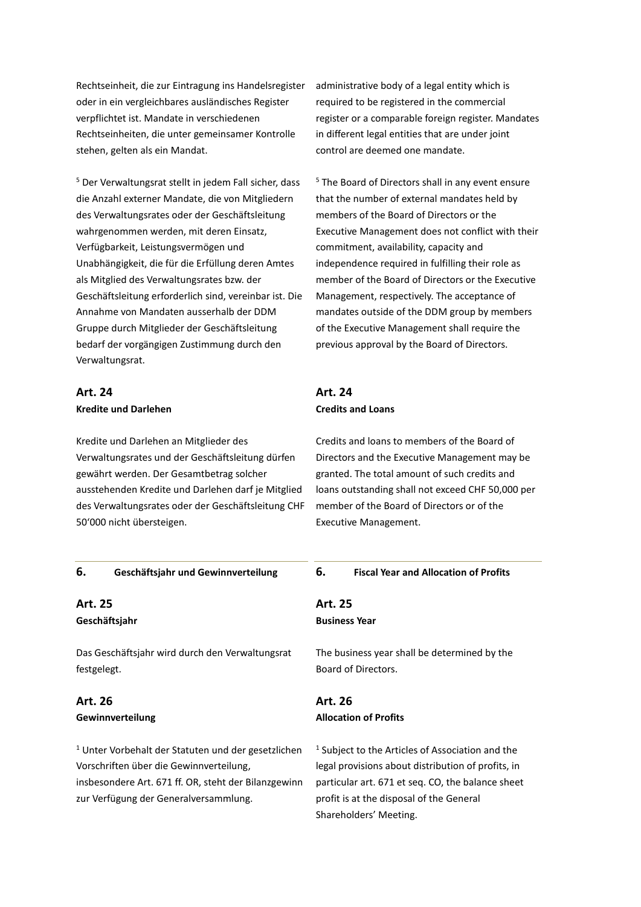Rechtseinheit, die zur Eintragung ins Handelsregister oder in ein vergleichbares ausländisches Register verpflichtet ist. Mandate in verschiedenen Rechtseinheiten, die unter gemeinsamer Kontrolle stehen, gelten als ein Mandat.

[5] Der Verwaltungsrat stellt in jedem Fall sicher, dass die Anzahl externer Mandate, die von Mitgliedern des Verwaltungsrates oder der Geschäftsleitung wahrgenommen werden, mit deren Einsatz, Verfügbarkeit, Leistungsvermögen und Unabhängigkeit, die für die Erfüllung deren Amtes als Mitglied des Verwaltungsrates bzw. der Geschäftsleitung erforderlich sind, vereinbar ist. Die Annahme von Mandaten ausserhalb der DDM Gruppe durch Mitglieder der Geschäftsleitung bedarf der vorgängigen Zustimmung durch den Verwaltungsrat.

### Art. 24
**Kredite und Darlehen**

Kredite und Darlehen an Mitglieder des Verwaltungsrates und der Geschäftsleitung dürfen gewährt werden. Der Gesamtbetrag solcher ausstehenden Kredite und Darlehen darf je Mitglied des Verwaltungsrates oder der Geschäftsleitung CHF 50'000 nicht übersteigen.

## 6. Geschäftsjahr und Gewinnverteilung

### Art. 25
**Geschäftsjahr**

Das Geschäftsjahr wird durch den Verwaltungsrat festgelegt.

### Art. 26
**Gewinnverteilung**

[1] Unter Vorbehalt der Statuten und der gesetzlichen Vorschriften über die Gewinnverteilung, insbesondere Art. 671 ff. OR, steht der Bilanzgewinn zur Verfügung der Generalversammlung.

---

administrative body of a legal entity which is required to be registered in the commercial register or a comparable foreign register. Mandates in different legal entities that are under joint control are deemed one mandate.

[5] The Board of Directors shall in any event ensure that the number of external mandates held by members of the Board of Directors or the Executive Management does not conflict with their commitment, availability, capacity and independence required in fulfilling their role as member of the Board of Directors or the Executive Management, respectively. The acceptance of mandates outside of the DDM group by members of the Executive Management shall require the previous approval by the Board of Directors.

### Art. 24
**Credits and Loans**

Credits and loans to members of the Board of Directors and the Executive Management may be granted. The total amount of such credits and loans outstanding shall not exceed CHF 50,000 per member of the Board of Directors or of the Executive Management.

## 6. Fiscal Year and Allocation of Profits

### Art. 25
**Business Year**

The business year shall be determined by the Board of Directors.

### Art. 26
**Allocation of Profits**

[1] Subject to the Articles of Association and the legal provisions about distribution of profits, in particular art. 671 et seq. CO, the balance sheet profit is at the disposal of the General Shareholders' Meeting.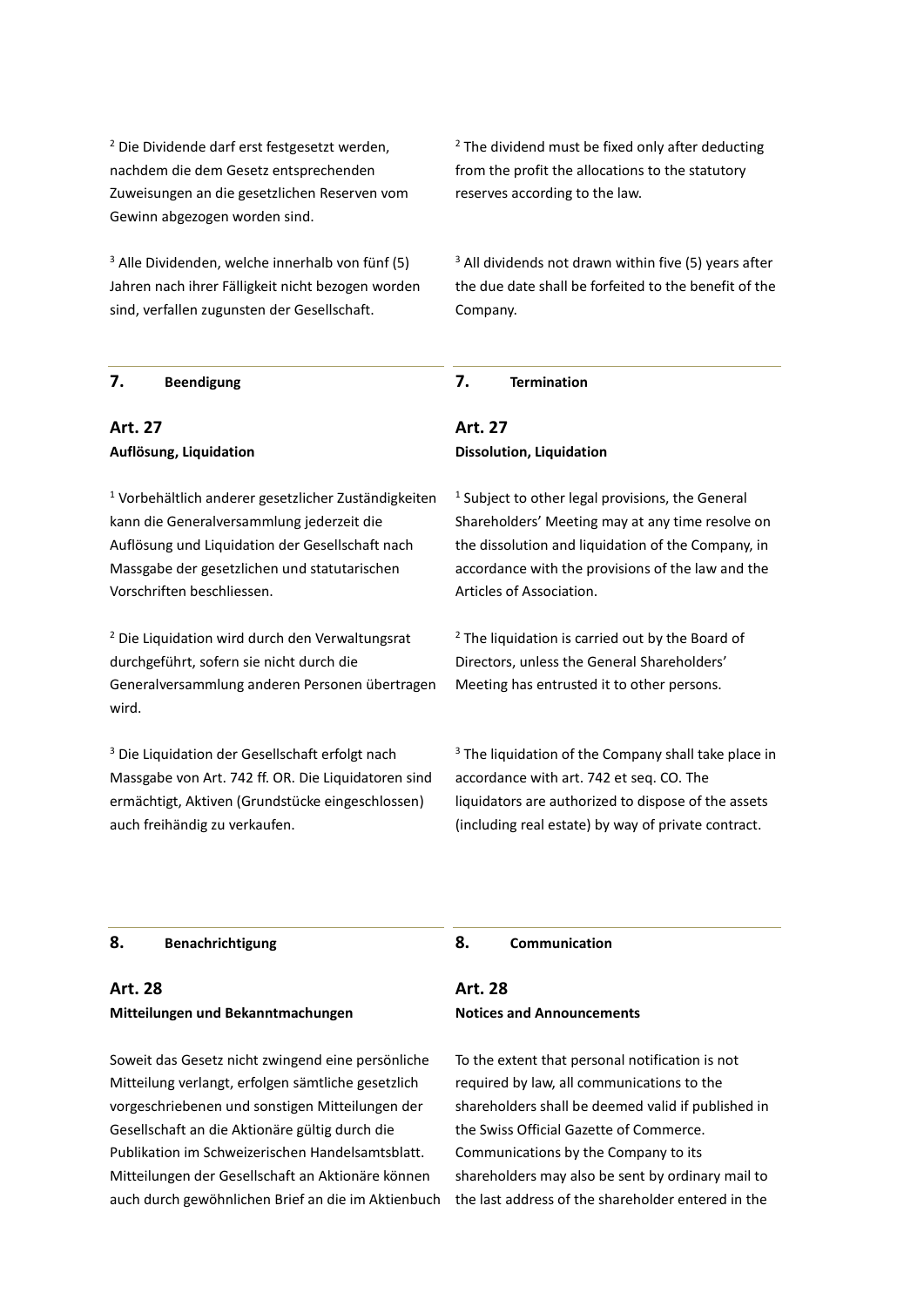[2] Die Dividende darf erst festgesetzt werden, nachdem die dem Gesetz entsprechenden Zuweisungen an die gesetzlichen Reserven vom Gewinn abgezogen worden sind.

[2] The dividend must be fixed only after deducting from the profit the allocations to the statutory reserves according to the law.

[3] Alle Dividenden, welche innerhalb von fünf (5) Jahren nach ihrer Fälligkeit nicht bezogen worden sind, verfallen zugunsten der Gesellschaft.

[3] All dividends not drawn within five (5) years after the due date shall be forfeited to the benefit of the Company.

## 7. Beendigung

## 7. Termination

### Art. 27
**Auflösung, Liquidation**

### Art. 27
**Dissolution, Liquidation**

[1] Vorbehältlich anderer gesetzlicher Zuständigkeiten kann die Generalversammlung jederzeit die Auflösung und Liquidation der Gesellschaft nach Massgabe der gesetzlichen und statutarischen Vorschriften beschliessen.

[1] Subject to other legal provisions, the General Shareholders' Meeting may at any time resolve on the dissolution and liquidation of the Company, in accordance with the provisions of the law and the Articles of Association.

[2] Die Liquidation wird durch den Verwaltungsrat durchgeführt, sofern sie nicht durch die Generalversammlung anderen Personen übertragen wird.

[2] The liquidation is carried out by the Board of Directors, unless the General Shareholders' Meeting has entrusted it to other persons.

[3] Die Liquidation der Gesellschaft erfolgt nach Massgabe von Art. 742 ff. OR. Die Liquidatoren sind ermächtigt, Aktiven (Grundstücke eingeschlossen) auch freihändig zu verkaufen.

[3] The liquidation of the Company shall take place in accordance with art. 742 et seq. CO. The liquidators are authorized to dispose of the assets (including real estate) by way of private contract.

## 8. Benachrichtigung

## 8. Communication

### Art. 28
**Mitteilungen und Bekanntmachungen**

### Art. 28
**Notices and Announcements**

Soweit das Gesetz nicht zwingend eine persönliche Mitteilung verlangt, erfolgen sämtliche gesetzlich vorgeschriebenen und sonstigen Mitteilungen der Gesellschaft an die Aktionäre gültig durch die Publikation im Schweizerischen Handelsamtsblatt. Mitteilungen der Gesellschaft an Aktionäre können auch durch gewöhnlichen Brief an die im Aktienbuch

To the extent that personal notification is not required by law, all communications to the shareholders shall be deemed valid if published in the Swiss Official Gazette of Commerce. Communications by the Company to its shareholders may also be sent by ordinary mail to the last address of the shareholder entered in the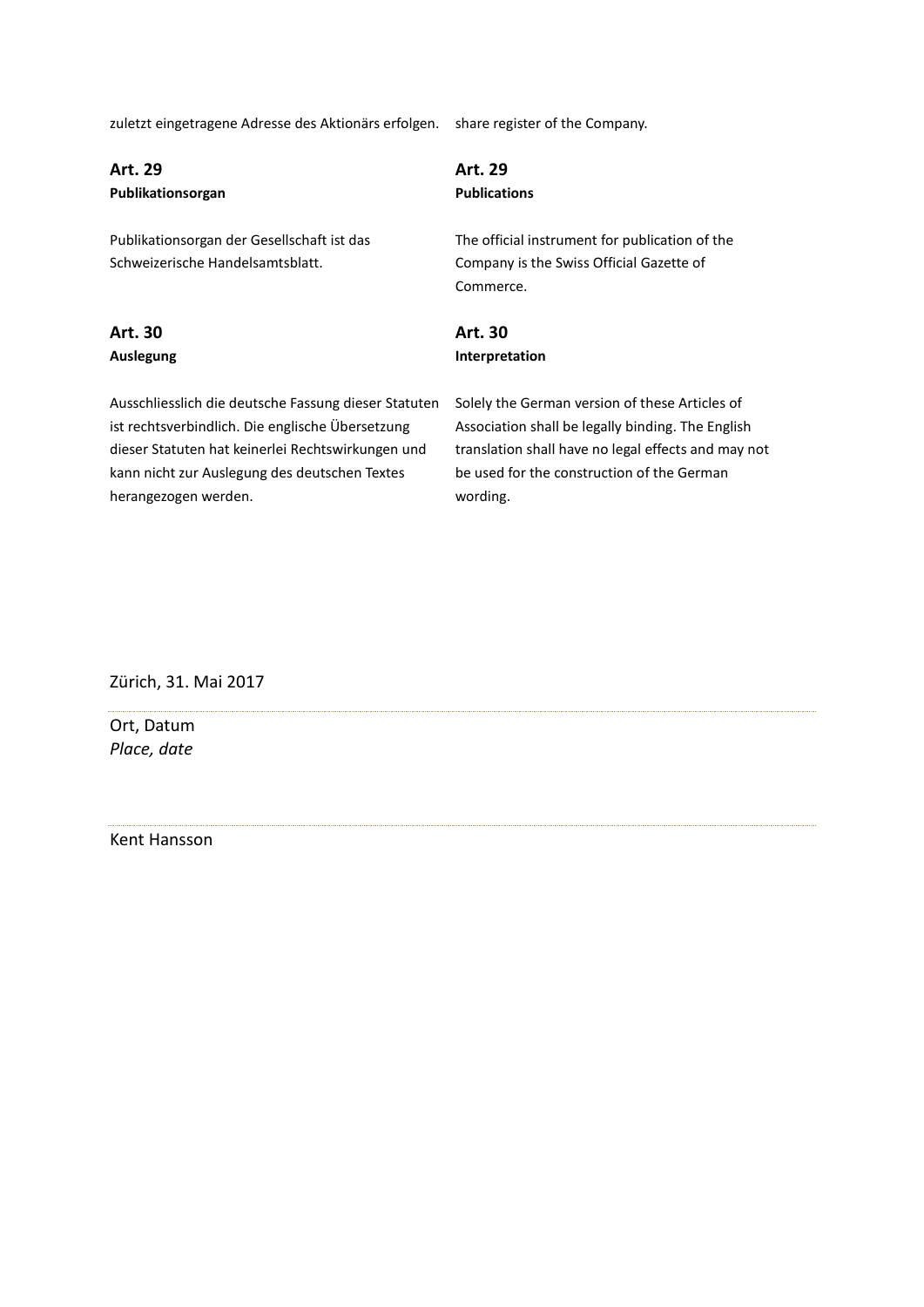zuletzt eingetragene Adresse des Aktionärs erfolgen.

share register of the Company.

**Art. 29**
**Publikationsorgan**

Publikationsorgan der Gesellschaft ist das Schweizerische Handelsamtsblatt.

**Art. 29**
**Publications**

The official instrument for publication of the Company is the Swiss Official Gazette of Commerce.

**Art. 30**
**Auslegung**

Ausschliesslich die deutsche Fassung dieser Statuten ist rechtsverbindlich. Die englische Übersetzung dieser Statuten hat keinerlei Rechtswirkungen und kann nicht zur Auslegung des deutschen Textes herangezogen werden.

**Art. 30**
**Interpretation**

Solely the German version of these Articles of Association shall be legally binding. The English translation shall have no legal effects and may not be used for the construction of the German wording.

Zürich, 31. Mai 2017

Ort, Datum
*Place, date*

Kent Hansson